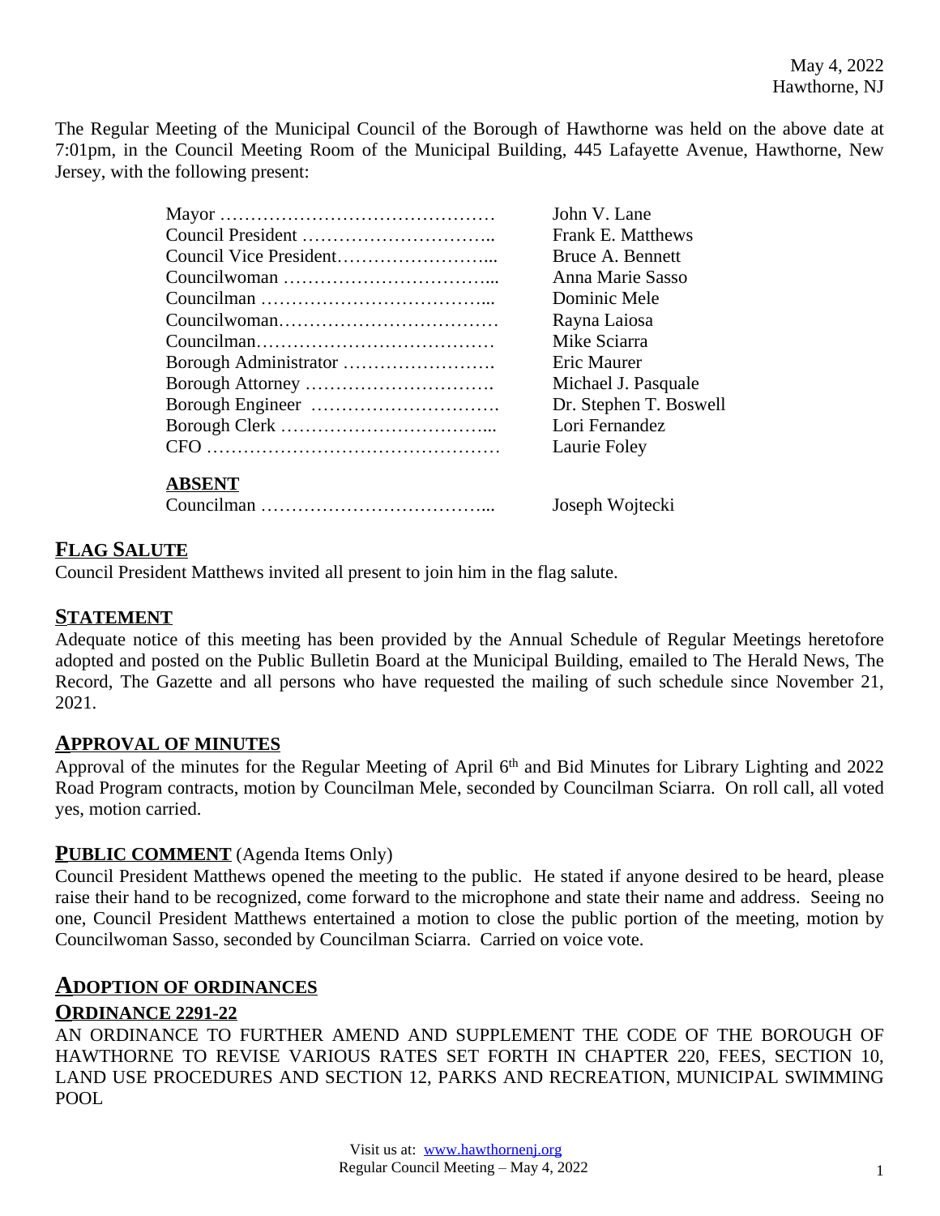May 4, 2022
Hawthorne, NJ

The Regular Meeting of the Municipal Council of the Borough of Hawthorne was held on the above date at 7:01pm, in the Council Meeting Room of the Municipal Building, 445 Lafayette Avenue, Hawthorne, New Jersey, with the following present:

| | |
|---|---|
| Mayor ……………………………………… | John V. Lane |
| Council President ………………………….. | Frank E. Matthews |
| Council Vice President……………………... | Bruce A. Bennett |
| Councilwoman ……………………………... | Anna Marie Sasso |
| Councilman ………………………………... | Dominic Mele |
| Councilwoman……………………………… | Rayna Laiosa |
| Councilman………………………………… | Mike Sciarra |
| Borough Administrator ……………………. | Eric Maurer |
| Borough Attorney …………………………. | Michael J. Pasquale |
| Borough Engineer …………………………. | Dr. Stephen T. Boswell |
| Borough Clerk ……………………………... | Lori Fernandez |
| CFO ………………………………………… | Laurie Foley |

**ABSENT**

| | |
|---|---|
| Councilman ………………………………... | Joseph Wojtecki |

## FLAG SALUTE

Council President Matthews invited all present to join him in the flag salute.

## STATEMENT

Adequate notice of this meeting has been provided by the Annual Schedule of Regular Meetings heretofore adopted and posted on the Public Bulletin Board at the Municipal Building, emailed to The Herald News, The Record, The Gazette and all persons who have requested the mailing of such schedule since November 21, 2021.

## APPROVAL OF MINUTES

Approval of the minutes for the Regular Meeting of April 6th and Bid Minutes for Library Lighting and 2022 Road Program contracts, motion by Councilman Mele, seconded by Councilman Sciarra. On roll call, all voted yes, motion carried.

## PUBLIC COMMENT (Agenda Items Only)

Council President Matthews opened the meeting to the public. He stated if anyone desired to be heard, please raise their hand to be recognized, come forward to the microphone and state their name and address. Seeing no one, Council President Matthews entertained a motion to close the public portion of the meeting, motion by Councilwoman Sasso, seconded by Councilman Sciarra. Carried on voice vote.

## ADOPTION OF ORDINANCES

### ORDINANCE 2291-22

AN ORDINANCE TO FURTHER AMEND AND SUPPLEMENT THE CODE OF THE BOROUGH OF HAWTHORNE TO REVISE VARIOUS RATES SET FORTH IN CHAPTER 220, FEES, SECTION 10, LAND USE PROCEDURES AND SECTION 12, PARKS AND RECREATION, MUNICIPAL SWIMMING POOL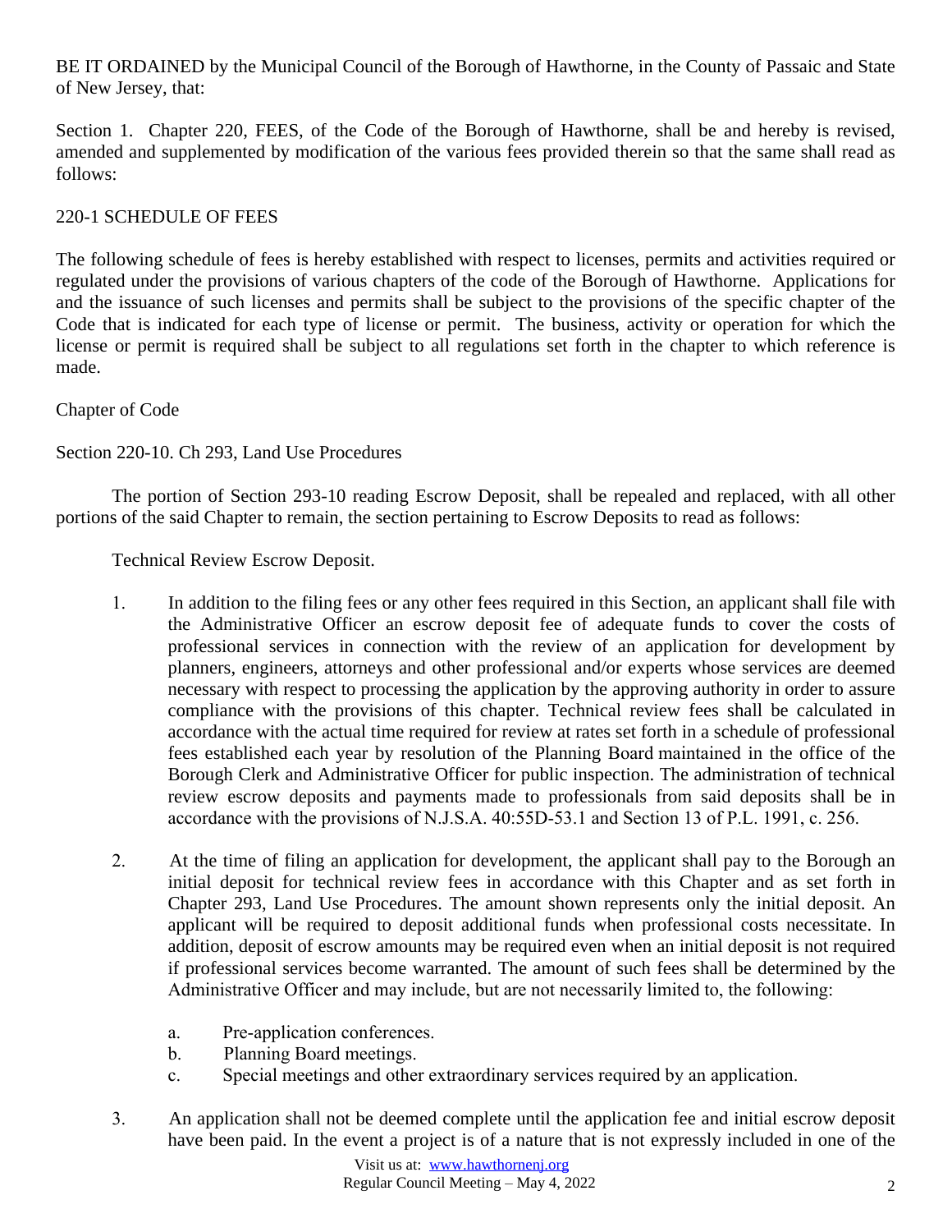BE IT ORDAINED by the Municipal Council of the Borough of Hawthorne, in the County of Passaic and State of New Jersey, that:

Section 1. Chapter 220, FEES, of the Code of the Borough of Hawthorne, shall be and hereby is revised, amended and supplemented by modification of the various fees provided therein so that the same shall read as follows:

220-1 SCHEDULE OF FEES

The following schedule of fees is hereby established with respect to licenses, permits and activities required or regulated under the provisions of various chapters of the code of the Borough of Hawthorne. Applications for and the issuance of such licenses and permits shall be subject to the provisions of the specific chapter of the Code that is indicated for each type of license or permit. The business, activity or operation for which the license or permit is required shall be subject to all regulations set forth in the chapter to which reference is made.

Chapter of Code

Section 220-10. Ch 293, Land Use Procedures

The portion of Section 293-10 reading Escrow Deposit, shall be repealed and replaced, with all other portions of the said Chapter to remain, the section pertaining to Escrow Deposits to read as follows:

Technical Review Escrow Deposit.

1. In addition to the filing fees or any other fees required in this Section, an applicant shall file with the Administrative Officer an escrow deposit fee of adequate funds to cover the costs of professional services in connection with the review of an application for development by planners, engineers, attorneys and other professional and/or experts whose services are deemed necessary with respect to processing the application by the approving authority in order to assure compliance with the provisions of this chapter. Technical review fees shall be calculated in accordance with the actual time required for review at rates set forth in a schedule of professional fees established each year by resolution of the Planning Board maintained in the office of the Borough Clerk and Administrative Officer for public inspection. The administration of technical review escrow deposits and payments made to professionals from said deposits shall be in accordance with the provisions of N.J.S.A. 40:55D-53.1 and Section 13 of P.L. 1991, c. 256.

2. At the time of filing an application for development, the applicant shall pay to the Borough an initial deposit for technical review fees in accordance with this Chapter and as set forth in Chapter 293, Land Use Procedures. The amount shown represents only the initial deposit. An applicant will be required to deposit additional funds when professional costs necessitate. In addition, deposit of escrow amounts may be required even when an initial deposit is not required if professional services become warranted. The amount of such fees shall be determined by the Administrative Officer and may include, but are not necessarily limited to, the following:

   a. Pre-application conferences.
   b. Planning Board meetings.
   c. Special meetings and other extraordinary services required by an application.

3. An application shall not be deemed complete until the application fee and initial escrow deposit have been paid. In the event a project is of a nature that is not expressly included in one of the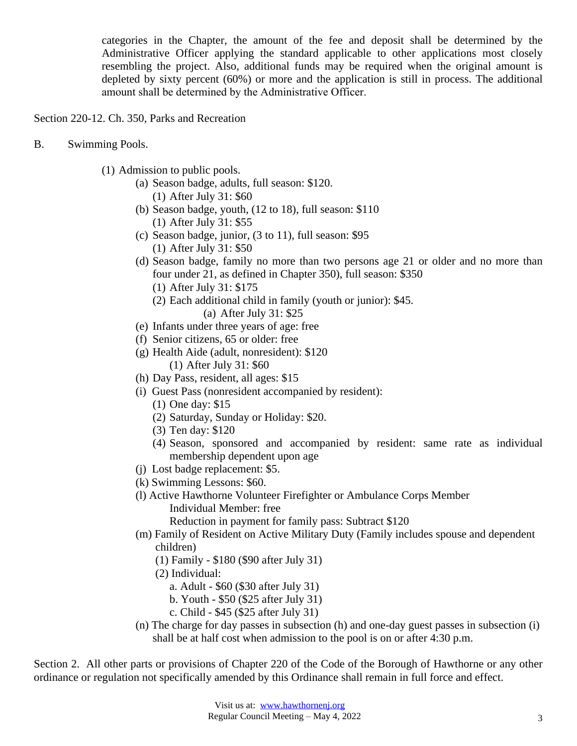categories in the Chapter, the amount of the fee and deposit shall be determined by the Administrative Officer applying the standard applicable to other applications most closely resembling the project. Also, additional funds may be required when the original amount is depleted by sixty percent (60%) or more and the application is still in process. The additional amount shall be determined by the Administrative Officer.

Section 220-12. Ch. 350, Parks and Recreation

B. Swimming Pools.

(1) Admission to public pools.
  - (a) Season badge, adults, full season: $120.
    - (1) After July 31: $60
  - (b) Season badge, youth, (12 to 18), full season: $110
    - (1) After July 31: $55
  - (c) Season badge, junior, (3 to 11), full season: $95
    - (1) After July 31: $50
  - (d) Season badge, family no more than two persons age 21 or older and no more than four under 21, as defined in Chapter 350), full season: $350
    - (1) After July 31: $175
    - (2) Each additional child in family (youth or junior): $45.
      - (a) After July 31: $25
  - (e) Infants under three years of age: free
  - (f) Senior citizens, 65 or older: free
  - (g) Health Aide (adult, nonresident): $120
    - (1) After July 31: $60
  - (h) Day Pass, resident, all ages: $15
  - (i) Guest Pass (nonresident accompanied by resident):
    - (1) One day: $15
    - (2) Saturday, Sunday or Holiday: $20.
    - (3) Ten day: $120
    - (4) Season, sponsored and accompanied by resident: same rate as individual membership dependent upon age
  - (j) Lost badge replacement: $5.
  - (k) Swimming Lessons: $60.
  - (l) Active Hawthorne Volunteer Firefighter or Ambulance Corps Member
    - Individual Member: free
    - Reduction in payment for family pass: Subtract $120
  - (m) Family of Resident on Active Military Duty (Family includes spouse and dependent children)
    - (1) Family - $180 ($90 after July 31)
    - (2) Individual:
      - a. Adult - $60 ($30 after July 31)
      - b. Youth - $50 ($25 after July 31)
      - c. Child - $45 ($25 after July 31)
  - (n) The charge for day passes in subsection (h) and one-day guest passes in subsection (i) shall be at half cost when admission to the pool is on or after 4:30 p.m.

Section 2. All other parts or provisions of Chapter 220 of the Code of the Borough of Hawthorne or any other ordinance or regulation not specifically amended by this Ordinance shall remain in full force and effect.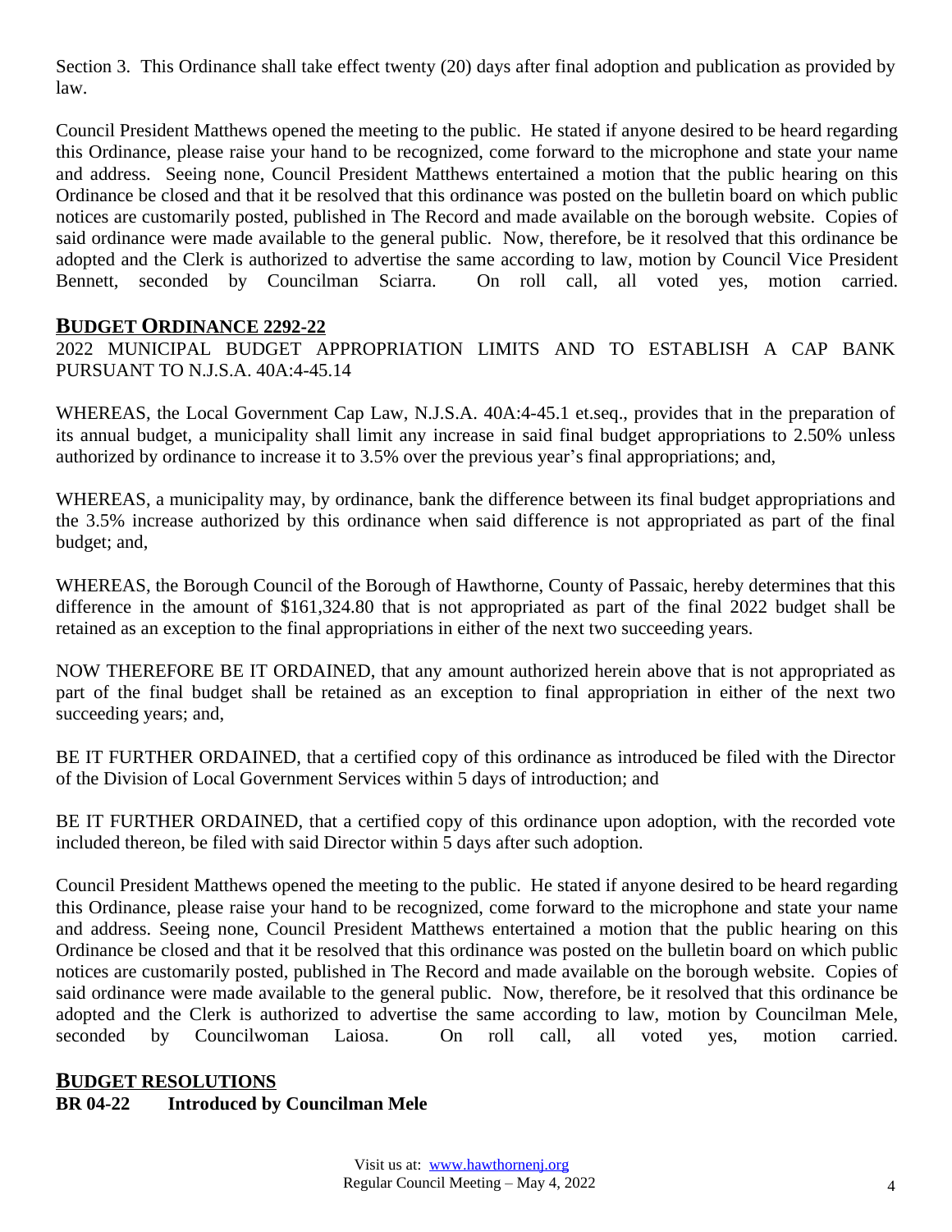Section 3. This Ordinance shall take effect twenty (20) days after final adoption and publication as provided by law.

Council President Matthews opened the meeting to the public. He stated if anyone desired to be heard regarding this Ordinance, please raise your hand to be recognized, come forward to the microphone and state your name and address. Seeing none, Council President Matthews entertained a motion that the public hearing on this Ordinance be closed and that it be resolved that this ordinance was posted on the bulletin board on which public notices are customarily posted, published in The Record and made available on the borough website. Copies of said ordinance were made available to the general public. Now, therefore, be it resolved that this ordinance be adopted and the Clerk is authorized to advertise the same according to law, motion by Council Vice President Bennett, seconded by Councilman Sciarra. On roll call, all voted yes, motion carried.

## BUDGET ORDINANCE 2292-22

2022 MUNICIPAL BUDGET APPROPRIATION LIMITS AND TO ESTABLISH A CAP BANK PURSUANT TO N.J.S.A. 40A:4-45.14

WHEREAS, the Local Government Cap Law, N.J.S.A. 40A:4-45.1 et.seq., provides that in the preparation of its annual budget, a municipality shall limit any increase in said final budget appropriations to 2.50% unless authorized by ordinance to increase it to 3.5% over the previous year's final appropriations; and,

WHEREAS, a municipality may, by ordinance, bank the difference between its final budget appropriations and the 3.5% increase authorized by this ordinance when said difference is not appropriated as part of the final budget; and,

WHEREAS, the Borough Council of the Borough of Hawthorne, County of Passaic, hereby determines that this difference in the amount of $161,324.80 that is not appropriated as part of the final 2022 budget shall be retained as an exception to the final appropriations in either of the next two succeeding years.

NOW THEREFORE BE IT ORDAINED, that any amount authorized herein above that is not appropriated as part of the final budget shall be retained as an exception to final appropriation in either of the next two succeeding years; and,

BE IT FURTHER ORDAINED, that a certified copy of this ordinance as introduced be filed with the Director of the Division of Local Government Services within 5 days of introduction; and

BE IT FURTHER ORDAINED, that a certified copy of this ordinance upon adoption, with the recorded vote included thereon, be filed with said Director within 5 days after such adoption.

Council President Matthews opened the meeting to the public. He stated if anyone desired to be heard regarding this Ordinance, please raise your hand to be recognized, come forward to the microphone and state your name and address. Seeing none, Council President Matthews entertained a motion that the public hearing on this Ordinance be closed and that it be resolved that this ordinance was posted on the bulletin board on which public notices are customarily posted, published in The Record and made available on the borough website. Copies of said ordinance were made available to the general public. Now, therefore, be it resolved that this ordinance be adopted and the Clerk is authorized to advertise the same according to law, motion by Councilman Mele, seconded by Councilwoman Laiosa. On roll call, all voted yes, motion carried.

## BUDGET RESOLUTIONS

**BR 04-22 Introduced by Councilman Mele**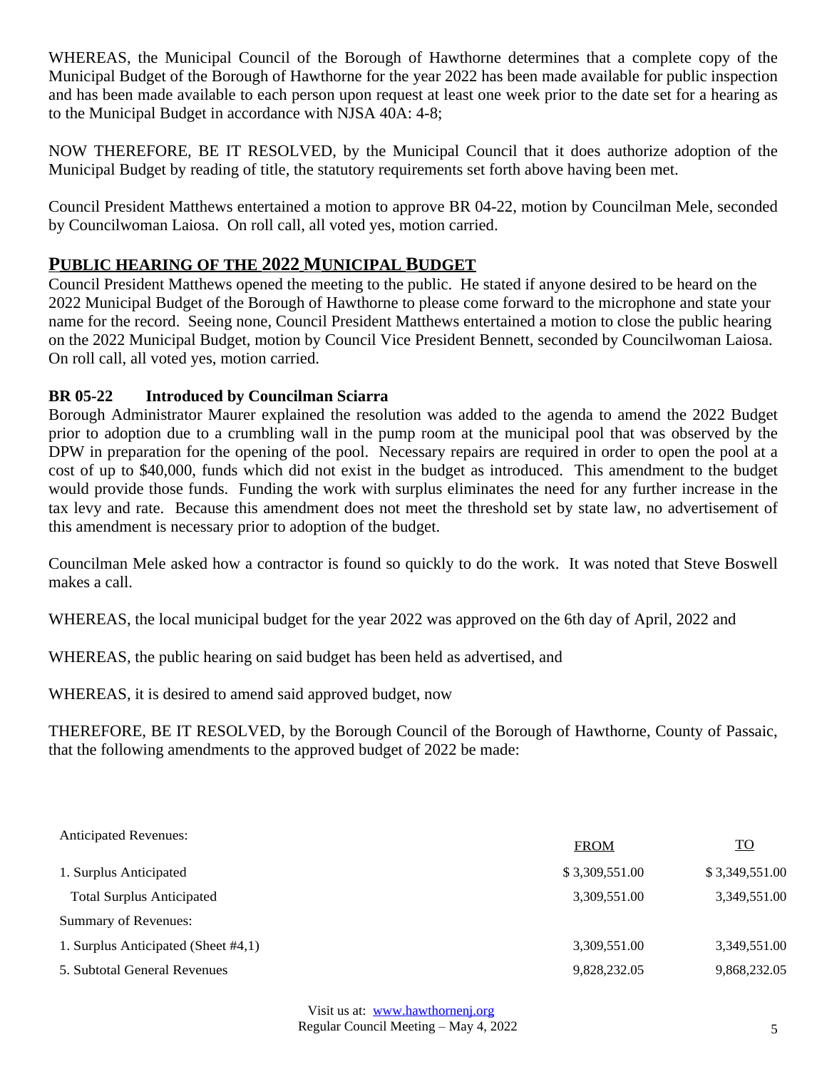WHEREAS, the Municipal Council of the Borough of Hawthorne determines that a complete copy of the Municipal Budget of the Borough of Hawthorne for the year 2022 has been made available for public inspection and has been made available to each person upon request at least one week prior to the date set for a hearing as to the Municipal Budget in accordance with NJSA 40A: 4-8;

NOW THEREFORE, BE IT RESOLVED, by the Municipal Council that it does authorize adoption of the Municipal Budget by reading of title, the statutory requirements set forth above having been met.

Council President Matthews entertained a motion to approve BR 04-22, motion by Councilman Mele, seconded by Councilwoman Laiosa. On roll call, all voted yes, motion carried.

## PUBLIC HEARING OF THE 2022 MUNICIPAL BUDGET

Council President Matthews opened the meeting to the public. He stated if anyone desired to be heard on the 2022 Municipal Budget of the Borough of Hawthorne to please come forward to the microphone and state your name for the record. Seeing none, Council President Matthews entertained a motion to close the public hearing on the 2022 Municipal Budget, motion by Council Vice President Bennett, seconded by Councilwoman Laiosa. On roll call, all voted yes, motion carried.

**BR 05-22 Introduced by Councilman Sciarra**

Borough Administrator Maurer explained the resolution was added to the agenda to amend the 2022 Budget prior to adoption due to a crumbling wall in the pump room at the municipal pool that was observed by the DPW in preparation for the opening of the pool. Necessary repairs are required in order to open the pool at a cost of up to $40,000, funds which did not exist in the budget as introduced. This amendment to the budget would provide those funds. Funding the work with surplus eliminates the need for any further increase in the tax levy and rate. Because this amendment does not meet the threshold set by state law, no advertisement of this amendment is necessary prior to adoption of the budget.

Councilman Mele asked how a contractor is found so quickly to do the work. It was noted that Steve Boswell makes a call.

WHEREAS, the local municipal budget for the year 2022 was approved on the 6th day of April, 2022 and

WHEREAS, the public hearing on said budget has been held as advertised, and

WHEREAS, it is desired to amend said approved budget, now

THEREFORE, BE IT RESOLVED, by the Borough Council of the Borough of Hawthorne, County of Passaic, that the following amendments to the approved budget of 2022 be made:

| Anticipated Revenues: | FROM | TO |
|---|---|---|
| 1. Surplus Anticipated | $ 3,309,551.00 | $ 3,349,551.00 |
| Total Surplus Anticipated | 3,309,551.00 | 3,349,551.00 |
| Summary of Revenues: | | |
| 1. Surplus Anticipated (Sheet #4,1) | 3,309,551.00 | 3,349,551.00 |
| 5. Subtotal General Revenues | 9,828,232.05 | 9,868,232.05 |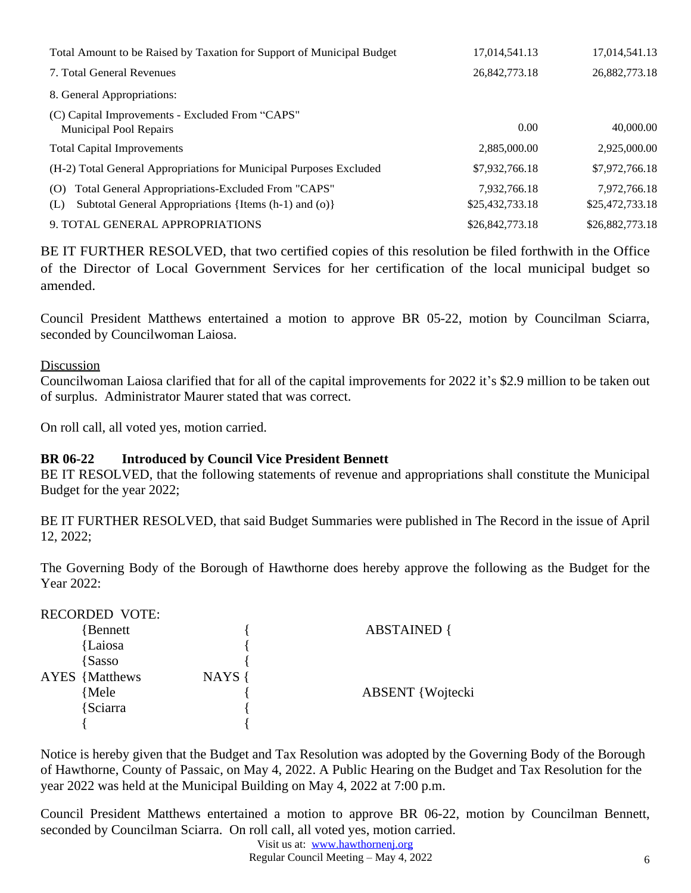| | | |
|---|---|---|
| Total Amount to be Raised by Taxation for Support of Municipal Budget | 17,014,541.13 | 17,014,541.13 |
| 7. Total General Revenues | 26,842,773.18 | 26,882,773.18 |
| 8. General Appropriations: | | |
| (C) Capital Improvements - Excluded From "CAPS" Municipal Pool Repairs | 0.00 | 40,000.00 |
| Total Capital Improvements | 2,885,000.00 | 2,925,000.00 |
| (H-2) Total General Appropriations for Municipal Purposes Excluded | $7,932,766.18 | $7,972,766.18 |
| (O) Total General Appropriations-Excluded From "CAPS" | 7,932,766.18 | 7,972,766.18 |
| (L) Subtotal General Appropriations {Items (h-1) and (o)} | $25,432,733.18 | $25,472,733.18 |
| 9. TOTAL GENERAL APPROPRIATIONS | $26,842,773.18 | $26,882,773.18 |

BE IT FURTHER RESOLVED, that two certified copies of this resolution be filed forthwith in the Office of the Director of Local Government Services for her certification of the local municipal budget so amended.

Council President Matthews entertained a motion to approve BR 05-22, motion by Councilman Sciarra, seconded by Councilwoman Laiosa.

Discussion
Councilwoman Laiosa clarified that for all of the capital improvements for 2022 it's $2.9 million to be taken out of surplus. Administrator Maurer stated that was correct.

On roll call, all voted yes, motion carried.

**BR 06-22 Introduced by Council Vice President Bennett**
BE IT RESOLVED, that the following statements of revenue and appropriations shall constitute the Municipal Budget for the year 2022;

BE IT FURTHER RESOLVED, that said Budget Summaries were published in The Record in the issue of April 12, 2022;

The Governing Body of the Borough of Hawthorne does hereby approve the following as the Budget for the Year 2022:

RECORDED VOTE:

| | | | |
|---|---|---|---|
| | {Bennett | { | ABSTAINED { |
| | {Laiosa | { | |
| | {Sasso | { | |
| AYES | {Matthews | NAYS { | |
| | {Mele | { | ABSENT {Wojtecki |
| | {Sciarra | { | |
| | { | { | |

Notice is hereby given that the Budget and Tax Resolution was adopted by the Governing Body of the Borough of Hawthorne, County of Passaic, on May 4, 2022. A Public Hearing on the Budget and Tax Resolution for the year 2022 was held at the Municipal Building on May 4, 2022 at 7:00 p.m.

Council President Matthews entertained a motion to approve BR 06-22, motion by Councilman Bennett, seconded by Councilman Sciarra. On roll call, all voted yes, motion carried.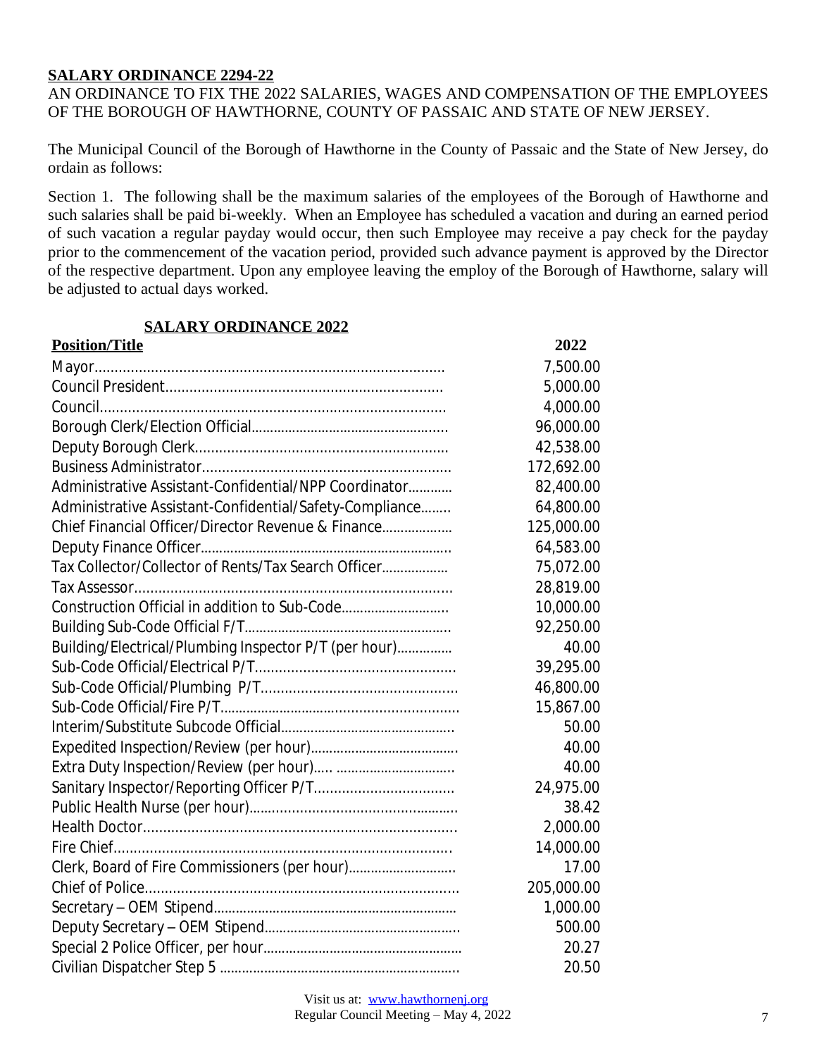**SALARY ORDINANCE 2294-22**

AN ORDINANCE TO FIX THE 2022 SALARIES, WAGES AND COMPENSATION OF THE EMPLOYEES OF THE BOROUGH OF HAWTHORNE, COUNTY OF PASSAIC AND STATE OF NEW JERSEY.

The Municipal Council of the Borough of Hawthorne in the County of Passaic and the State of New Jersey, do ordain as follows:

Section 1. The following shall be the maximum salaries of the employees of the Borough of Hawthorne and such salaries shall be paid bi-weekly. When an Employee has scheduled a vacation and during an earned period of such vacation a regular payday would occur, then such Employee may receive a pay check for the payday prior to the commencement of the vacation period, provided such advance payment is approved by the Director of the respective department. Upon any employee leaving the employ of the Borough of Hawthorne, salary will be adjusted to actual days worked.

**SALARY ORDINANCE 2022**

| Position/Title | 2022 |
|---|---|
| Mayor | 7,500.00 |
| Council President | 5,000.00 |
| Council | 4,000.00 |
| Borough Clerk/Election Official | 96,000.00 |
| Deputy Borough Clerk | 42,538.00 |
| Business Administrator | 172,692.00 |
| Administrative Assistant-Confidential/NPP Coordinator | 82,400.00 |
| Administrative Assistant-Confidential/Safety-Compliance | 64,800.00 |
| Chief Financial Officer/Director Revenue & Finance | 125,000.00 |
| Deputy Finance Officer | 64,583.00 |
| Tax Collector/Collector of Rents/Tax Search Officer | 75,072.00 |
| Tax Assessor | 28,819.00 |
| Construction Official in addition to Sub-Code | 10,000.00 |
| Building Sub-Code Official F/T | 92,250.00 |
| Building/Electrical/Plumbing Inspector P/T (per hour) | 40.00 |
| Sub-Code Official/Electrical P/T | 39,295.00 |
| Sub-Code Official/Plumbing P/T | 46,800.00 |
| Sub-Code Official/Fire P/T | 15,867.00 |
| Interim/Substitute Subcode Official | 50.00 |
| Expedited Inspection/Review (per hour) | 40.00 |
| Extra Duty Inspection/Review (per hour) | 40.00 |
| Sanitary Inspector/Reporting Officer P/T | 24,975.00 |
| Public Health Nurse (per hour) | 38.42 |
| Health Doctor | 2,000.00 |
| Fire Chief | 14,000.00 |
| Clerk, Board of Fire Commissioners (per hour) | 17.00 |
| Chief of Police | 205,000.00 |
| Secretary – OEM Stipend | 1,000.00 |
| Deputy Secretary – OEM Stipend | 500.00 |
| Special 2 Police Officer, per hour | 20.27 |
| Civilian Dispatcher Step 5 | 20.50 |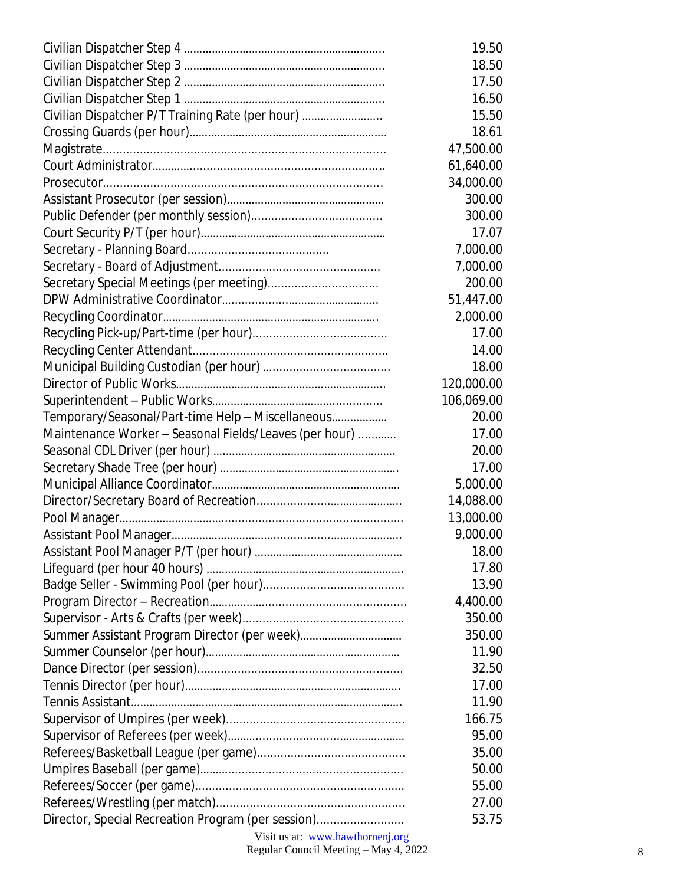| Position | Rate |
|---|---|
| Civilian Dispatcher Step 4 | 19.50 |
| Civilian Dispatcher Step 3 | 18.50 |
| Civilian Dispatcher Step 2 | 17.50 |
| Civilian Dispatcher Step 1 | 16.50 |
| Civilian Dispatcher P/T Training Rate (per hour) | 15.50 |
| Crossing Guards (per hour) | 18.61 |
| Magistrate | 47,500.00 |
| Court Administrator | 61,640.00 |
| Prosecutor | 34,000.00 |
| Assistant Prosecutor (per session) | 300.00 |
| Public Defender (per monthly session) | 300.00 |
| Court Security P/T (per hour) | 17.07 |
| Secretary - Planning Board | 7,000.00 |
| Secretary - Board of Adjustment | 7,000.00 |
| Secretary Special Meetings (per meeting) | 200.00 |
| DPW Administrative Coordinator | 51,447.00 |
| Recycling Coordinator | 2,000.00 |
| Recycling Pick-up/Part-time (per hour) | 17.00 |
| Recycling Center Attendant | 14.00 |
| Municipal Building Custodian (per hour) | 18.00 |
| Director of Public Works | 120,000.00 |
| Superintendent – Public Works | 106,069.00 |
| Temporary/Seasonal/Part-time Help – Miscellaneous | 20.00 |
| Maintenance Worker – Seasonal Fields/Leaves (per hour) | 17.00 |
| Seasonal CDL Driver (per hour) | 20.00 |
| Secretary Shade Tree (per hour) | 17.00 |
| Municipal Alliance Coordinator | 5,000.00 |
| Director/Secretary Board of Recreation | 14,088.00 |
| Pool Manager | 13,000.00 |
| Assistant Pool Manager | 9,000.00 |
| Assistant Pool Manager P/T (per hour) | 18.00 |
| Lifeguard (per hour 40 hours) | 17.80 |
| Badge Seller - Swimming Pool (per hour) | 13.90 |
| Program Director – Recreation | 4,400.00 |
| Supervisor - Arts & Crafts (per week) | 350.00 |
| Summer Assistant Program Director (per week) | 350.00 |
| Summer Counselor (per hour) | 11.90 |
| Dance Director (per session) | 32.50 |
| Tennis Director (per hour) | 17.00 |
| Tennis Assistant | 11.90 |
| Supervisor of Umpires (per week) | 166.75 |
| Supervisor of Referees (per week) | 95.00 |
| Referees/Basketball League (per game) | 35.00 |
| Umpires Baseball (per game) | 50.00 |
| Referees/Soccer (per game) | 55.00 |
| Referees/Wrestling (per match) | 27.00 |
| Director, Special Recreation Program (per session) | 53.75 |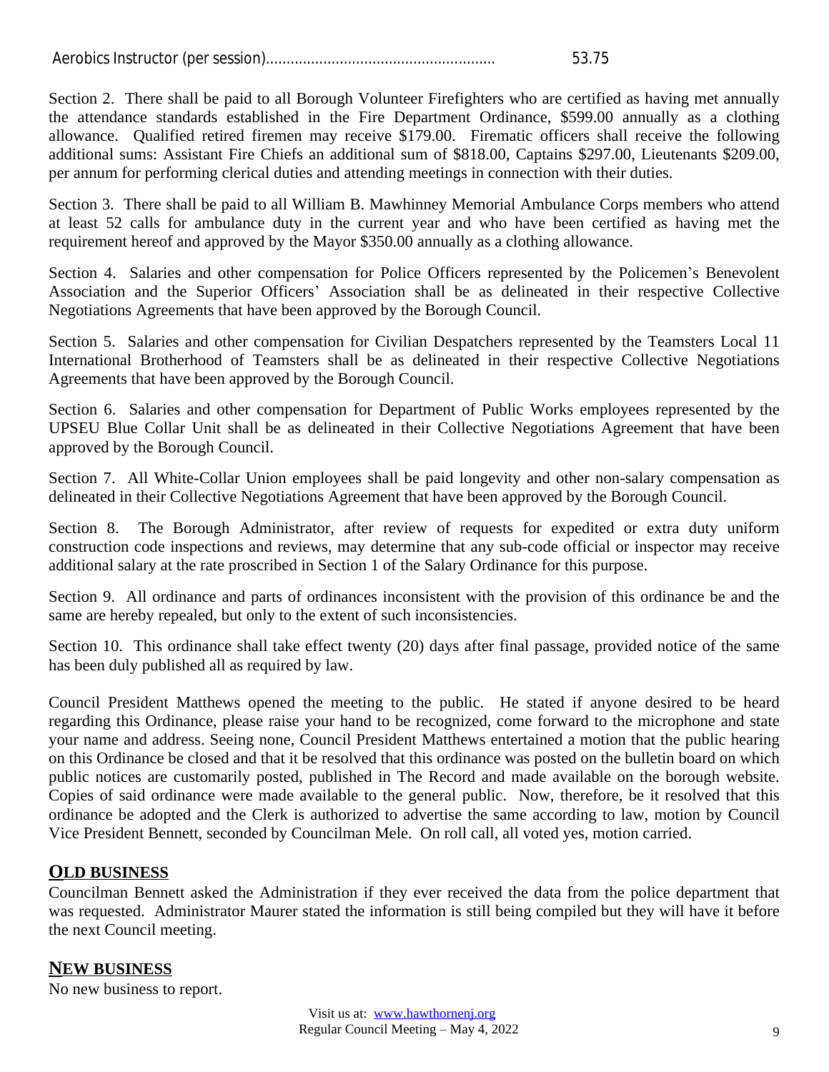Aerobics Instructor (per session)....................................................... 53.75

Section 2. There shall be paid to all Borough Volunteer Firefighters who are certified as having met annually the attendance standards established in the Fire Department Ordinance, $599.00 annually as a clothing allowance. Qualified retired firemen may receive $179.00. Firematic officers shall receive the following additional sums: Assistant Fire Chiefs an additional sum of $818.00, Captains $297.00, Lieutenants $209.00, per annum for performing clerical duties and attending meetings in connection with their duties.

Section 3. There shall be paid to all William B. Mawhinney Memorial Ambulance Corps members who attend at least 52 calls for ambulance duty in the current year and who have been certified as having met the requirement hereof and approved by the Mayor $350.00 annually as a clothing allowance.

Section 4. Salaries and other compensation for Police Officers represented by the Policemen's Benevolent Association and the Superior Officers' Association shall be as delineated in their respective Collective Negotiations Agreements that have been approved by the Borough Council.

Section 5. Salaries and other compensation for Civilian Despatchers represented by the Teamsters Local 11 International Brotherhood of Teamsters shall be as delineated in their respective Collective Negotiations Agreements that have been approved by the Borough Council.

Section 6. Salaries and other compensation for Department of Public Works employees represented by the UPSEU Blue Collar Unit shall be as delineated in their Collective Negotiations Agreement that have been approved by the Borough Council.

Section 7. All White-Collar Union employees shall be paid longevity and other non-salary compensation as delineated in their Collective Negotiations Agreement that have been approved by the Borough Council.

Section 8. The Borough Administrator, after review of requests for expedited or extra duty uniform construction code inspections and reviews, may determine that any sub-code official or inspector may receive additional salary at the rate proscribed in Section 1 of the Salary Ordinance for this purpose.

Section 9. All ordinance and parts of ordinances inconsistent with the provision of this ordinance be and the same are hereby repealed, but only to the extent of such inconsistencies.

Section 10. This ordinance shall take effect twenty (20) days after final passage, provided notice of the same has been duly published all as required by law.

Council President Matthews opened the meeting to the public. He stated if anyone desired to be heard regarding this Ordinance, please raise your hand to be recognized, come forward to the microphone and state your name and address. Seeing none, Council President Matthews entertained a motion that the public hearing on this Ordinance be closed and that it be resolved that this ordinance was posted on the bulletin board on which public notices are customarily posted, published in The Record and made available on the borough website. Copies of said ordinance were made available to the general public. Now, therefore, be it resolved that this ordinance be adopted and the Clerk is authorized to advertise the same according to law, motion by Council Vice President Bennett, seconded by Councilman Mele. On roll call, all voted yes, motion carried.

## OLD BUSINESS

Councilman Bennett asked the Administration if they ever received the data from the police department that was requested. Administrator Maurer stated the information is still being compiled but they will have it before the next Council meeting.

## NEW BUSINESS

No new business to report.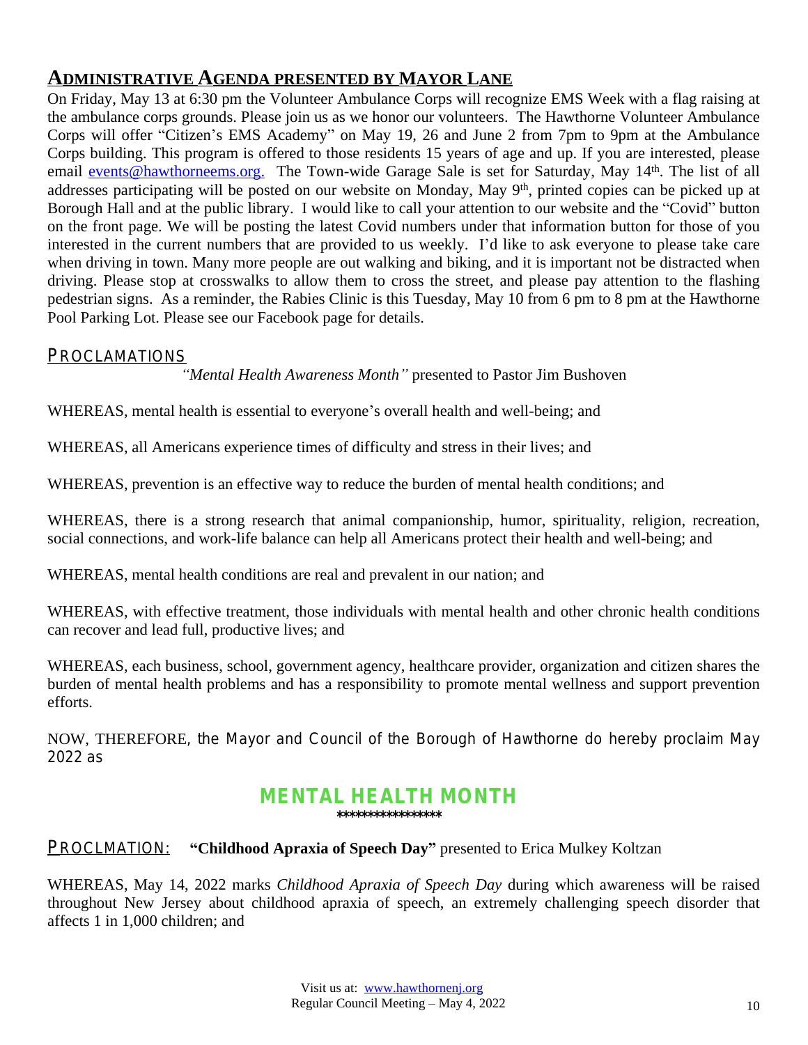## ADMINISTRATIVE AGENDA PRESENTED BY MAYOR LANE

On Friday, May 13 at 6:30 pm the Volunteer Ambulance Corps will recognize EMS Week with a flag raising at the ambulance corps grounds. Please join us as we honor our volunteers. The Hawthorne Volunteer Ambulance Corps will offer "Citizen's EMS Academy" on May 19, 26 and June 2 from 7pm to 9pm at the Ambulance Corps building. This program is offered to those residents 15 years of age and up. If you are interested, please email events@hawthorneems.org. The Town-wide Garage Sale is set for Saturday, May 14th. The list of all addresses participating will be posted on our website on Monday, May 9th, printed copies can be picked up at Borough Hall and at the public library. I would like to call your attention to our website and the "Covid" button on the front page. We will be posting the latest Covid numbers under that information button for those of you interested in the current numbers that are provided to us weekly. I'd like to ask everyone to please take care when driving in town. Many more people are out walking and biking, and it is important not be distracted when driving. Please stop at crosswalks to allow them to cross the street, and please pay attention to the flashing pedestrian signs. As a reminder, the Rabies Clinic is this Tuesday, May 10 from 6 pm to 8 pm at the Hawthorne Pool Parking Lot. Please see our Facebook page for details.

## PROCLAMATIONS

*"Mental Health Awareness Month"* presented to Pastor Jim Bushoven

WHEREAS, mental health is essential to everyone's overall health and well-being; and

WHEREAS, all Americans experience times of difficulty and stress in their lives; and

WHEREAS, prevention is an effective way to reduce the burden of mental health conditions; and

WHEREAS, there is a strong research that animal companionship, humor, spirituality, religion, recreation, social connections, and work-life balance can help all Americans protect their health and well-being; and

WHEREAS, mental health conditions are real and prevalent in our nation; and

WHEREAS, with effective treatment, those individuals with mental health and other chronic health conditions can recover and lead full, productive lives; and

WHEREAS, each business, school, government agency, healthcare provider, organization and citizen shares the burden of mental health problems and has a responsibility to promote mental wellness and support prevention efforts.

NOW, THEREFORE, the Mayor and Council of the Borough of Hawthorne do hereby proclaim May 2022 as

**MENTAL HEALTH MONTH**

*****************

## PROCLMATION: **"Childhood Apraxia of Speech Day"** presented to Erica Mulkey Koltzan

WHEREAS, May 14, 2022 marks *Childhood Apraxia of Speech Day* during which awareness will be raised throughout New Jersey about childhood apraxia of speech, an extremely challenging speech disorder that affects 1 in 1,000 children; and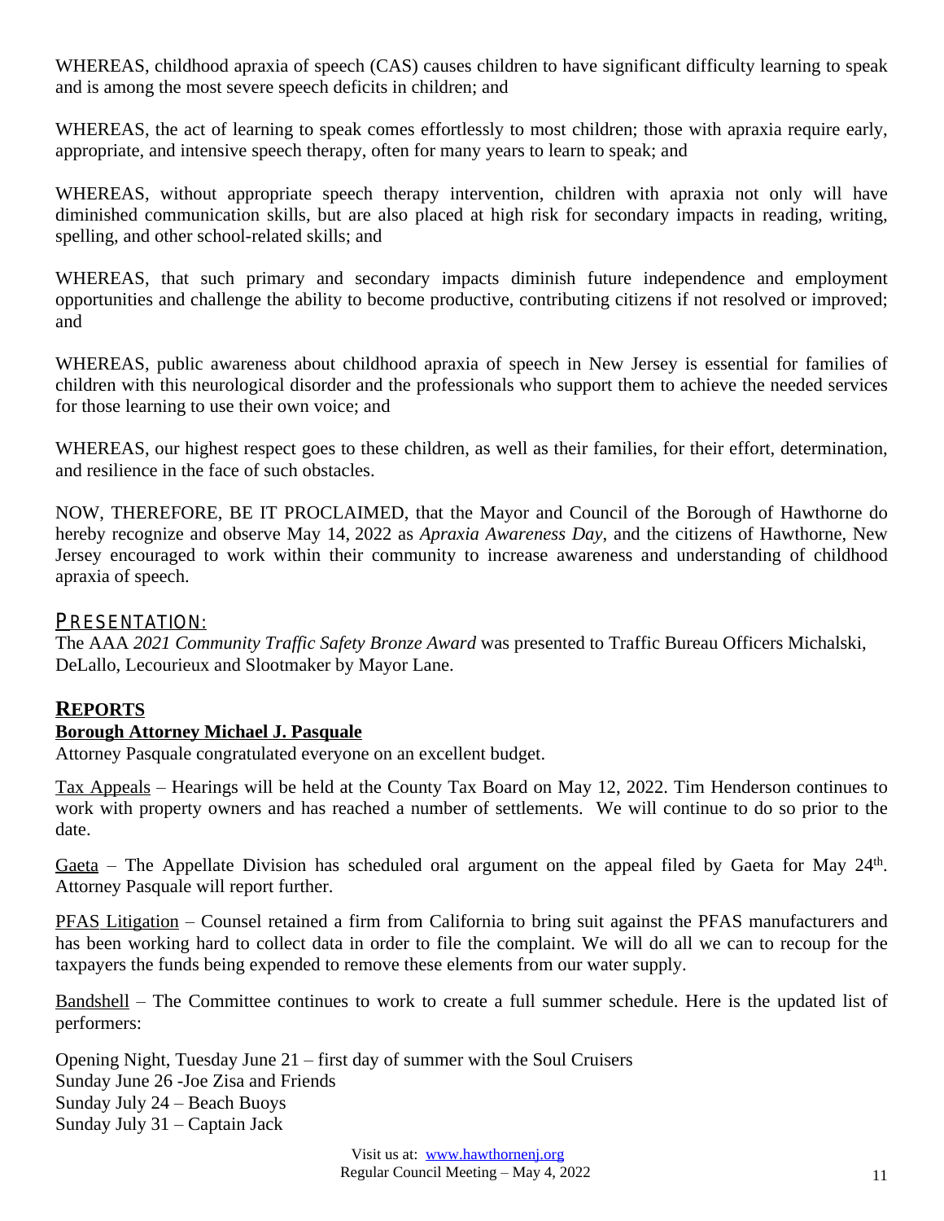WHEREAS, childhood apraxia of speech (CAS) causes children to have significant difficulty learning to speak and is among the most severe speech deficits in children; and

WHEREAS, the act of learning to speak comes effortlessly to most children; those with apraxia require early, appropriate, and intensive speech therapy, often for many years to learn to speak; and

WHEREAS, without appropriate speech therapy intervention, children with apraxia not only will have diminished communication skills, but are also placed at high risk for secondary impacts in reading, writing, spelling, and other school-related skills; and

WHEREAS, that such primary and secondary impacts diminish future independence and employment opportunities and challenge the ability to become productive, contributing citizens if not resolved or improved; and

WHEREAS, public awareness about childhood apraxia of speech in New Jersey is essential for families of children with this neurological disorder and the professionals who support them to achieve the needed services for those learning to use their own voice; and

WHEREAS, our highest respect goes to these children, as well as their families, for their effort, determination, and resilience in the face of such obstacles.

NOW, THEREFORE, BE IT PROCLAIMED, that the Mayor and Council of the Borough of Hawthorne do hereby recognize and observe May 14, 2022 as *Apraxia Awareness Day*, and the citizens of Hawthorne, New Jersey encouraged to work within their community to increase awareness and understanding of childhood apraxia of speech.

## PRESENTATION:

The AAA *2021 Community Traffic Safety Bronze Award* was presented to Traffic Bureau Officers Michalski, DeLallo, Lecourieux and Slootmaker by Mayor Lane.

## REPORTS

### Borough Attorney Michael J. Pasquale

Attorney Pasquale congratulated everyone on an excellent budget.

Tax Appeals – Hearings will be held at the County Tax Board on May 12, 2022. Tim Henderson continues to work with property owners and has reached a number of settlements. We will continue to do so prior to the date.

Gaeta – The Appellate Division has scheduled oral argument on the appeal filed by Gaeta for May 24th. Attorney Pasquale will report further.

PFAS Litigation – Counsel retained a firm from California to bring suit against the PFAS manufacturers and has been working hard to collect data in order to file the complaint. We will do all we can to recoup for the taxpayers the funds being expended to remove these elements from our water supply.

Bandshell – The Committee continues to work to create a full summer schedule. Here is the updated list of performers:

Opening Night, Tuesday June 21 – first day of summer with the Soul Cruisers
Sunday June 26 -Joe Zisa and Friends
Sunday July 24 – Beach Buoys
Sunday July 31 – Captain Jack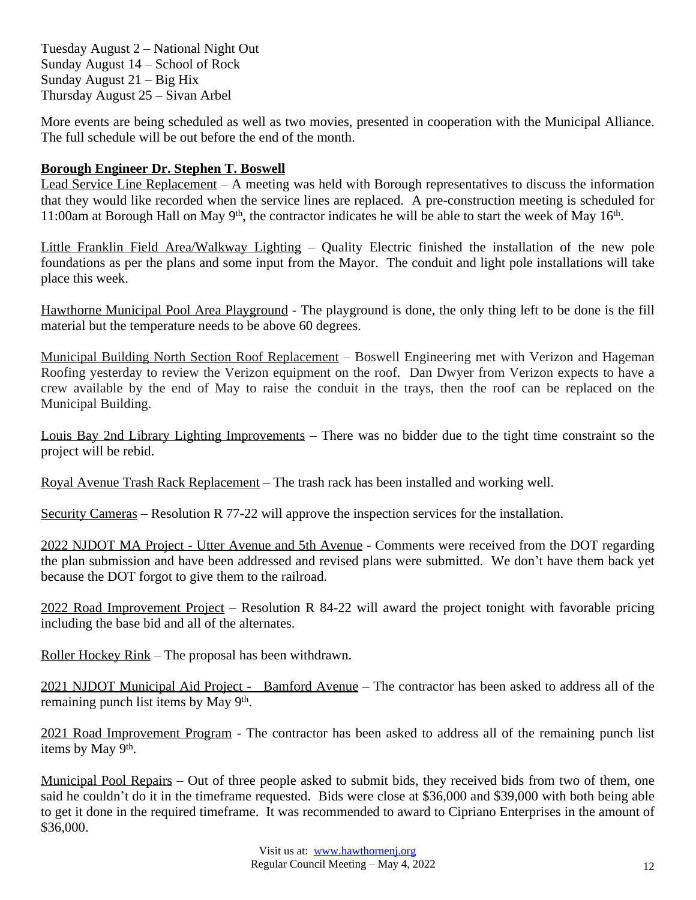Tuesday August 2 – National Night Out
Sunday August 14 – School of Rock
Sunday August 21 – Big Hix
Thursday August 25 – Sivan Arbel

More events are being scheduled as well as two movies, presented in cooperation with the Municipal Alliance. The full schedule will be out before the end of the month.

**Borough Engineer Dr. Stephen T. Boswell**

Lead Service Line Replacement – A meeting was held with Borough representatives to discuss the information that they would like recorded when the service lines are replaced. A pre-construction meeting is scheduled for 11:00am at Borough Hall on May 9th, the contractor indicates he will be able to start the week of May 16th.

Little Franklin Field Area/Walkway Lighting – Quality Electric finished the installation of the new pole foundations as per the plans and some input from the Mayor. The conduit and light pole installations will take place this week.

Hawthorne Municipal Pool Area Playground - The playground is done, the only thing left to be done is the fill material but the temperature needs to be above 60 degrees.

Municipal Building North Section Roof Replacement – Boswell Engineering met with Verizon and Hageman Roofing yesterday to review the Verizon equipment on the roof. Dan Dwyer from Verizon expects to have a crew available by the end of May to raise the conduit in the trays, then the roof can be replaced on the Municipal Building.

Louis Bay 2nd Library Lighting Improvements – There was no bidder due to the tight time constraint so the project will be rebid.

Royal Avenue Trash Rack Replacement – The trash rack has been installed and working well.

Security Cameras – Resolution R 77-22 will approve the inspection services for the installation.

2022 NJDOT MA Project - Utter Avenue and 5th Avenue - Comments were received from the DOT regarding the plan submission and have been addressed and revised plans were submitted. We don't have them back yet because the DOT forgot to give them to the railroad.

2022 Road Improvement Project – Resolution R 84-22 will award the project tonight with favorable pricing including the base bid and all of the alternates.

Roller Hockey Rink – The proposal has been withdrawn.

2021 NJDOT Municipal Aid Project - Bamford Avenue – The contractor has been asked to address all of the remaining punch list items by May 9th.

2021 Road Improvement Program - The contractor has been asked to address all of the remaining punch list items by May 9th.

Municipal Pool Repairs – Out of three people asked to submit bids, they received bids from two of them, one said he couldn't do it in the timeframe requested. Bids were close at $36,000 and $39,000 with both being able to get it done in the required timeframe. It was recommended to award to Cipriano Enterprises in the amount of $36,000.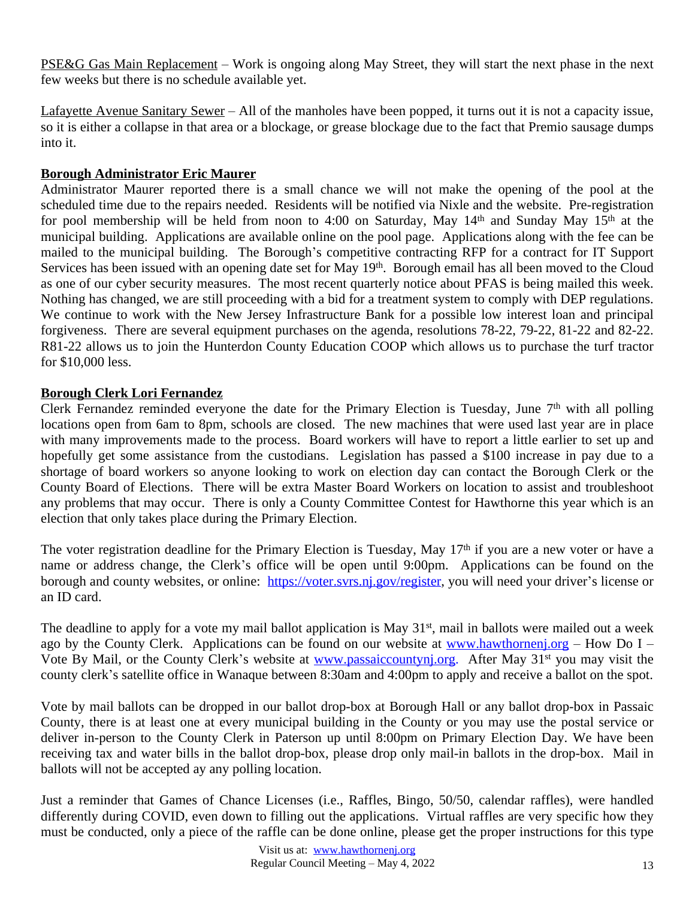<u>PSE&G Gas Main Replacement</u> – Work is ongoing along May Street, they will start the next phase in the next few weeks but there is no schedule available yet.

<u>Lafayette Avenue Sanitary Sewer</u> – All of the manholes have been popped, it turns out it is not a capacity issue, so it is either a collapse in that area or a blockage, or grease blockage due to the fact that Premio sausage dumps into it.

**<u>Borough Administrator Eric Maurer</u>**

Administrator Maurer reported there is a small chance we will not make the opening of the pool at the scheduled time due to the repairs needed. Residents will be notified via Nixle and the website. Pre-registration for pool membership will be held from noon to 4:00 on Saturday, May 14th and Sunday May 15th at the municipal building. Applications are available online on the pool page. Applications along with the fee can be mailed to the municipal building. The Borough's competitive contracting RFP for a contract for IT Support Services has been issued with an opening date set for May 19th. Borough email has all been moved to the Cloud as one of our cyber security measures. The most recent quarterly notice about PFAS is being mailed this week. Nothing has changed, we are still proceeding with a bid for a treatment system to comply with DEP regulations. We continue to work with the New Jersey Infrastructure Bank for a possible low interest loan and principal forgiveness. There are several equipment purchases on the agenda, resolutions 78-22, 79-22, 81-22 and 82-22. R81-22 allows us to join the Hunterdon County Education COOP which allows us to purchase the turf tractor for $10,000 less.

**<u>Borough Clerk Lori Fernandez</u>**

Clerk Fernandez reminded everyone the date for the Primary Election is Tuesday, June 7th with all polling locations open from 6am to 8pm, schools are closed. The new machines that were used last year are in place with many improvements made to the process. Board workers will have to report a little earlier to set up and hopefully get some assistance from the custodians. Legislation has passed a $100 increase in pay due to a shortage of board workers so anyone looking to work on election day can contact the Borough Clerk or the County Board of Elections. There will be extra Master Board Workers on location to assist and troubleshoot any problems that may occur. There is only a County Committee Contest for Hawthorne this year which is an election that only takes place during the Primary Election.

The voter registration deadline for the Primary Election is Tuesday, May 17th if you are a new voter or have a name or address change, the Clerk's office will be open until 9:00pm. Applications can be found on the borough and county websites, or online: [https://voter.svrs.nj.gov/register](https://voter.svrs.nj.gov/register), you will need your driver's license or an ID card.

The deadline to apply for a vote my mail ballot application is May 31st, mail in ballots were mailed out a week ago by the County Clerk. Applications can be found on our website at [www.hawthornenj.org](www.hawthornenj.org) – How Do I – Vote By Mail, or the County Clerk's website at [www.passaiccountynj.org](www.passaiccountynj.org). After May 31st you may visit the county clerk's satellite office in Wanaque between 8:30am and 4:00pm to apply and receive a ballot on the spot.

Vote by mail ballots can be dropped in our ballot drop-box at Borough Hall or any ballot drop-box in Passaic County, there is at least one at every municipal building in the County or you may use the postal service or deliver in-person to the County Clerk in Paterson up until 8:00pm on Primary Election Day. We have been receiving tax and water bills in the ballot drop-box, please drop only mail-in ballots in the drop-box. Mail in ballots will not be accepted ay any polling location.

Just a reminder that Games of Chance Licenses (i.e., Raffles, Bingo, 50/50, calendar raffles), were handled differently during COVID, even down to filling out the applications. Virtual raffles are very specific how they must be conducted, only a piece of the raffle can be done online, please get the proper instructions for this type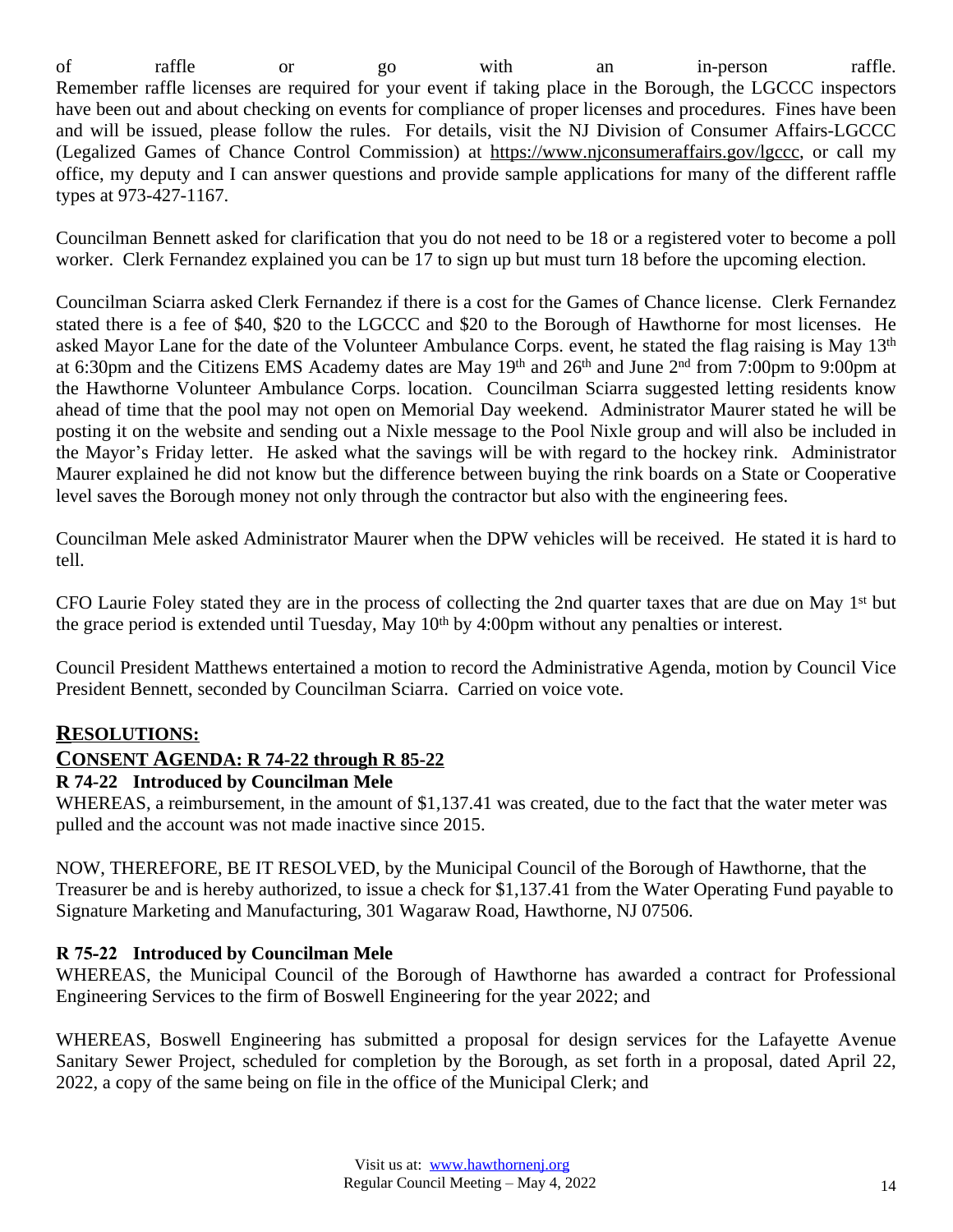of raffle or go with an in-person raffle. Remember raffle licenses are required for your event if taking place in the Borough, the LGCCC inspectors have been out and about checking on events for compliance of proper licenses and procedures. Fines have been and will be issued, please follow the rules. For details, visit the NJ Division of Consumer Affairs-LGCCC (Legalized Games of Chance Control Commission) at https://www.njconsumeraffairs.gov/lgccc, or call my office, my deputy and I can answer questions and provide sample applications for many of the different raffle types at 973-427-1167.

Councilman Bennett asked for clarification that you do not need to be 18 or a registered voter to become a poll worker. Clerk Fernandez explained you can be 17 to sign up but must turn 18 before the upcoming election.

Councilman Sciarra asked Clerk Fernandez if there is a cost for the Games of Chance license. Clerk Fernandez stated there is a fee of $40, $20 to the LGCCC and $20 to the Borough of Hawthorne for most licenses. He asked Mayor Lane for the date of the Volunteer Ambulance Corps. event, he stated the flag raising is May 13th at 6:30pm and the Citizens EMS Academy dates are May 19th and 26th and June 2nd from 7:00pm to 9:00pm at the Hawthorne Volunteer Ambulance Corps. location. Councilman Sciarra suggested letting residents know ahead of time that the pool may not open on Memorial Day weekend. Administrator Maurer stated he will be posting it on the website and sending out a Nixle message to the Pool Nixle group and will also be included in the Mayor's Friday letter. He asked what the savings will be with regard to the hockey rink. Administrator Maurer explained he did not know but the difference between buying the rink boards on a State or Cooperative level saves the Borough money not only through the contractor but also with the engineering fees.

Councilman Mele asked Administrator Maurer when the DPW vehicles will be received. He stated it is hard to tell.

CFO Laurie Foley stated they are in the process of collecting the 2nd quarter taxes that are due on May 1st but the grace period is extended until Tuesday, May 10th by 4:00pm without any penalties or interest.

Council President Matthews entertained a motion to record the Administrative Agenda, motion by Council Vice President Bennett, seconded by Councilman Sciarra. Carried on voice vote.

## RESOLUTIONS:

### CONSENT AGENDA: R 74-22 through R 85-22

**R 74-22 Introduced by Councilman Mele**

WHEREAS, a reimbursement, in the amount of $1,137.41 was created, due to the fact that the water meter was pulled and the account was not made inactive since 2015.

NOW, THEREFORE, BE IT RESOLVED, by the Municipal Council of the Borough of Hawthorne, that the Treasurer be and is hereby authorized, to issue a check for $1,137.41 from the Water Operating Fund payable to Signature Marketing and Manufacturing, 301 Wagaraw Road, Hawthorne, NJ 07506.

**R 75-22 Introduced by Councilman Mele**

WHEREAS, the Municipal Council of the Borough of Hawthorne has awarded a contract for Professional Engineering Services to the firm of Boswell Engineering for the year 2022; and

WHEREAS, Boswell Engineering has submitted a proposal for design services for the Lafayette Avenue Sanitary Sewer Project, scheduled for completion by the Borough, as set forth in a proposal, dated April 22, 2022, a copy of the same being on file in the office of the Municipal Clerk; and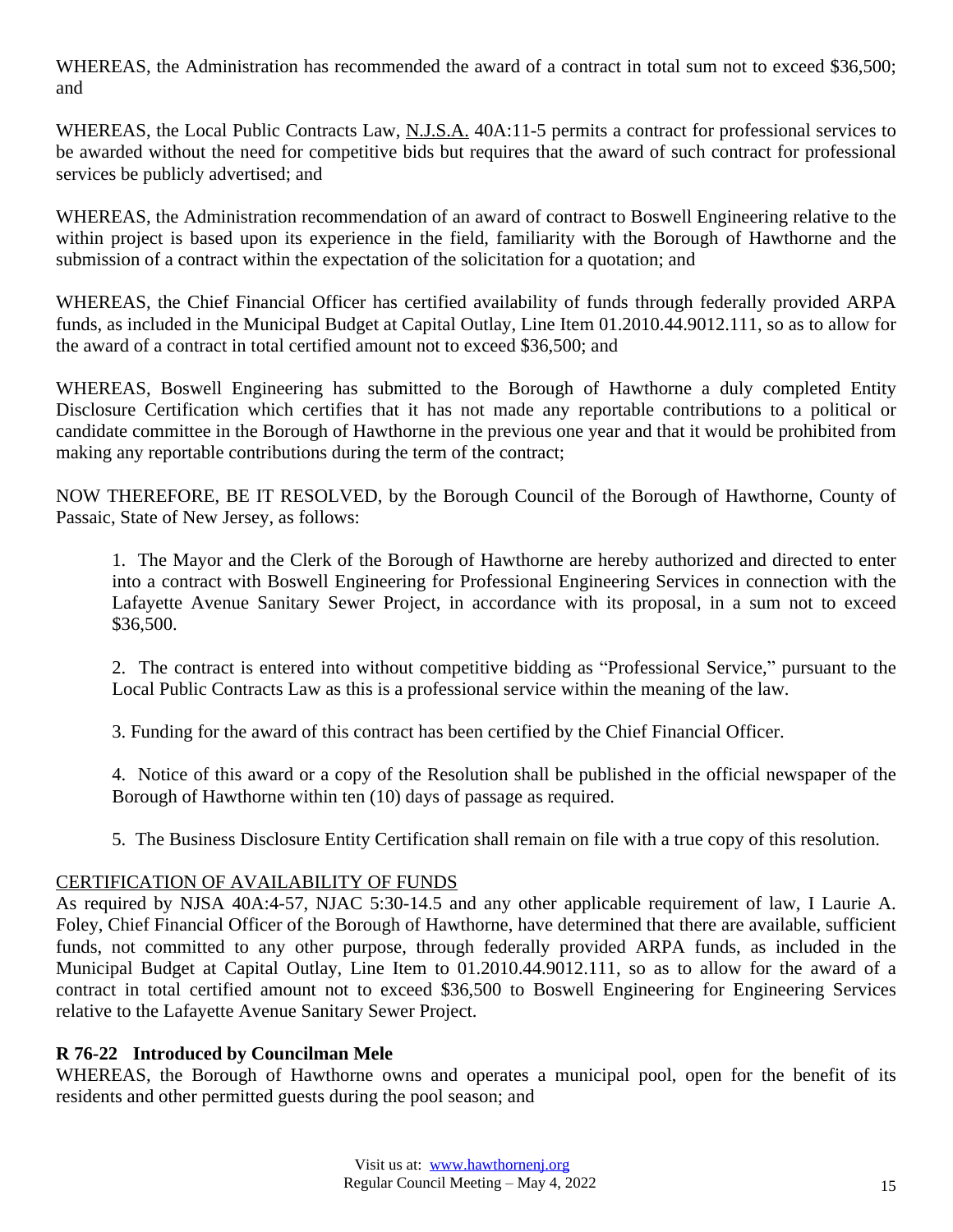WHEREAS, the Administration has recommended the award of a contract in total sum not to exceed $36,500; and

WHEREAS, the Local Public Contracts Law, N.J.S.A. 40A:11-5 permits a contract for professional services to be awarded without the need for competitive bids but requires that the award of such contract for professional services be publicly advertised; and

WHEREAS, the Administration recommendation of an award of contract to Boswell Engineering relative to the within project is based upon its experience in the field, familiarity with the Borough of Hawthorne and the submission of a contract within the expectation of the solicitation for a quotation; and

WHEREAS, the Chief Financial Officer has certified availability of funds through federally provided ARPA funds, as included in the Municipal Budget at Capital Outlay, Line Item 01.2010.44.9012.111, so as to allow for the award of a contract in total certified amount not to exceed $36,500; and

WHEREAS, Boswell Engineering has submitted to the Borough of Hawthorne a duly completed Entity Disclosure Certification which certifies that it has not made any reportable contributions to a political or candidate committee in the Borough of Hawthorne in the previous one year and that it would be prohibited from making any reportable contributions during the term of the contract;

NOW THEREFORE, BE IT RESOLVED, by the Borough Council of the Borough of Hawthorne, County of Passaic, State of New Jersey, as follows:

1. The Mayor and the Clerk of the Borough of Hawthorne are hereby authorized and directed to enter into a contract with Boswell Engineering for Professional Engineering Services in connection with the Lafayette Avenue Sanitary Sewer Project, in accordance with its proposal, in a sum not to exceed $36,500.

2. The contract is entered into without competitive bidding as "Professional Service," pursuant to the Local Public Contracts Law as this is a professional service within the meaning of the law.

3. Funding for the award of this contract has been certified by the Chief Financial Officer.

4. Notice of this award or a copy of the Resolution shall be published in the official newspaper of the Borough of Hawthorne within ten (10) days of passage as required.

5. The Business Disclosure Entity Certification shall remain on file with a true copy of this resolution.

CERTIFICATION OF AVAILABILITY OF FUNDS

As required by NJSA 40A:4-57, NJAC 5:30-14.5 and any other applicable requirement of law, I Laurie A. Foley, Chief Financial Officer of the Borough of Hawthorne, have determined that there are available, sufficient funds, not committed to any other purpose, through federally provided ARPA funds, as included in the Municipal Budget at Capital Outlay, Line Item to 01.2010.44.9012.111, so as to allow for the award of a contract in total certified amount not to exceed $36,500 to Boswell Engineering for Engineering Services relative to the Lafayette Avenue Sanitary Sewer Project.

**R 76-22 Introduced by Councilman Mele**

WHEREAS, the Borough of Hawthorne owns and operates a municipal pool, open for the benefit of its residents and other permitted guests during the pool season; and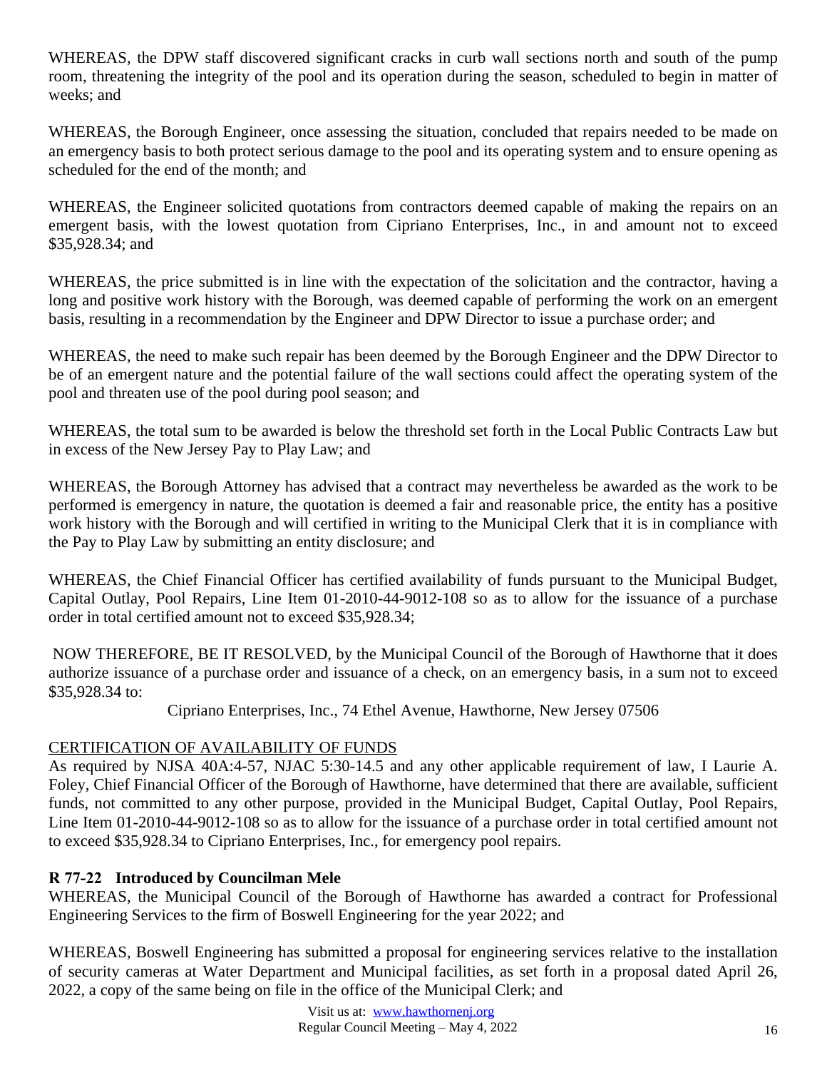WHEREAS, the DPW staff discovered significant cracks in curb wall sections north and south of the pump room, threatening the integrity of the pool and its operation during the season, scheduled to begin in matter of weeks; and

WHEREAS, the Borough Engineer, once assessing the situation, concluded that repairs needed to be made on an emergency basis to both protect serious damage to the pool and its operating system and to ensure opening as scheduled for the end of the month; and

WHEREAS, the Engineer solicited quotations from contractors deemed capable of making the repairs on an emergent basis, with the lowest quotation from Cipriano Enterprises, Inc., in and amount not to exceed $35,928.34; and

WHEREAS, the price submitted is in line with the expectation of the solicitation and the contractor, having a long and positive work history with the Borough, was deemed capable of performing the work on an emergent basis, resulting in a recommendation by the Engineer and DPW Director to issue a purchase order; and

WHEREAS, the need to make such repair has been deemed by the Borough Engineer and the DPW Director to be of an emergent nature and the potential failure of the wall sections could affect the operating system of the pool and threaten use of the pool during pool season; and

WHEREAS, the total sum to be awarded is below the threshold set forth in the Local Public Contracts Law but in excess of the New Jersey Pay to Play Law; and

WHEREAS, the Borough Attorney has advised that a contract may nevertheless be awarded as the work to be performed is emergency in nature, the quotation is deemed a fair and reasonable price, the entity has a positive work history with the Borough and will certified in writing to the Municipal Clerk that it is in compliance with the Pay to Play Law by submitting an entity disclosure; and

WHEREAS, the Chief Financial Officer has certified availability of funds pursuant to the Municipal Budget, Capital Outlay, Pool Repairs, Line Item 01-2010-44-9012-108 so as to allow for the issuance of a purchase order in total certified amount not to exceed $35,928.34;

NOW THEREFORE, BE IT RESOLVED, by the Municipal Council of the Borough of Hawthorne that it does authorize issuance of a purchase order and issuance of a check, on an emergency basis, in a sum not to exceed $35,928.34 to:

Cipriano Enterprises, Inc., 74 Ethel Avenue, Hawthorne, New Jersey 07506

CERTIFICATION OF AVAILABILITY OF FUNDS

As required by NJSA 40A:4-57, NJAC 5:30-14.5 and any other applicable requirement of law, I Laurie A. Foley, Chief Financial Officer of the Borough of Hawthorne, have determined that there are available, sufficient funds, not committed to any other purpose, provided in the Municipal Budget, Capital Outlay, Pool Repairs, Line Item 01-2010-44-9012-108 so as to allow for the issuance of a purchase order in total certified amount not to exceed $35,928.34 to Cipriano Enterprises, Inc., for emergency pool repairs.

**R 77-22 Introduced by Councilman Mele**

WHEREAS, the Municipal Council of the Borough of Hawthorne has awarded a contract for Professional Engineering Services to the firm of Boswell Engineering for the year 2022; and

WHEREAS, Boswell Engineering has submitted a proposal for engineering services relative to the installation of security cameras at Water Department and Municipal facilities, as set forth in a proposal dated April 26, 2022, a copy of the same being on file in the office of the Municipal Clerk; and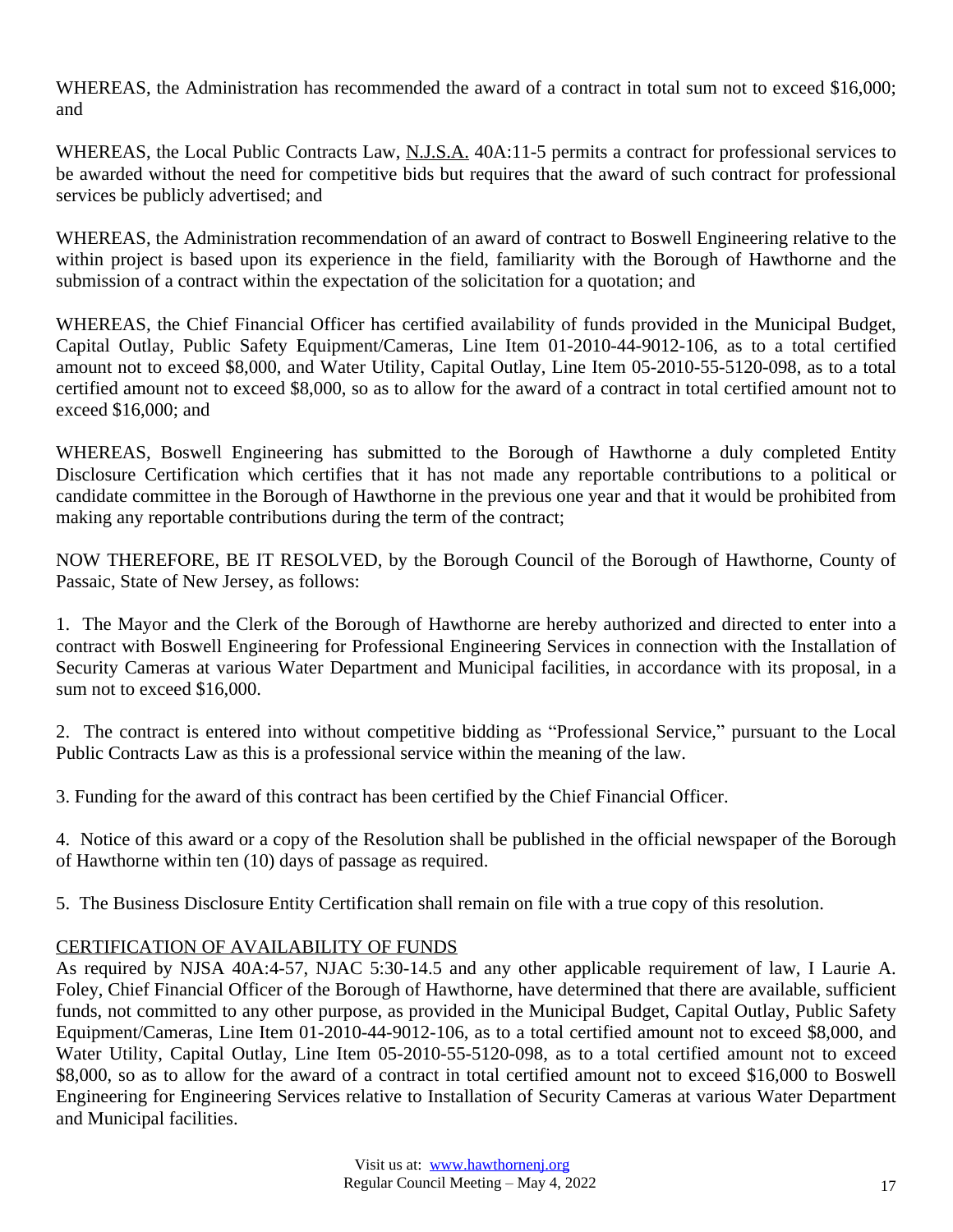WHEREAS, the Administration has recommended the award of a contract in total sum not to exceed $16,000; and

WHEREAS, the Local Public Contracts Law, N.J.S.A. 40A:11-5 permits a contract for professional services to be awarded without the need for competitive bids but requires that the award of such contract for professional services be publicly advertised; and

WHEREAS, the Administration recommendation of an award of contract to Boswell Engineering relative to the within project is based upon its experience in the field, familiarity with the Borough of Hawthorne and the submission of a contract within the expectation of the solicitation for a quotation; and

WHEREAS, the Chief Financial Officer has certified availability of funds provided in the Municipal Budget, Capital Outlay, Public Safety Equipment/Cameras, Line Item 01-2010-44-9012-106, as to a total certified amount not to exceed $8,000, and Water Utility, Capital Outlay, Line Item 05-2010-55-5120-098, as to a total certified amount not to exceed $8,000, so as to allow for the award of a contract in total certified amount not to exceed $16,000; and

WHEREAS, Boswell Engineering has submitted to the Borough of Hawthorne a duly completed Entity Disclosure Certification which certifies that it has not made any reportable contributions to a political or candidate committee in the Borough of Hawthorne in the previous one year and that it would be prohibited from making any reportable contributions during the term of the contract;

NOW THEREFORE, BE IT RESOLVED, by the Borough Council of the Borough of Hawthorne, County of Passaic, State of New Jersey, as follows:

1. The Mayor and the Clerk of the Borough of Hawthorne are hereby authorized and directed to enter into a contract with Boswell Engineering for Professional Engineering Services in connection with the Installation of Security Cameras at various Water Department and Municipal facilities, in accordance with its proposal, in a sum not to exceed $16,000.

2. The contract is entered into without competitive bidding as "Professional Service," pursuant to the Local Public Contracts Law as this is a professional service within the meaning of the law.

3. Funding for the award of this contract has been certified by the Chief Financial Officer.

4. Notice of this award or a copy of the Resolution shall be published in the official newspaper of the Borough of Hawthorne within ten (10) days of passage as required.

5. The Business Disclosure Entity Certification shall remain on file with a true copy of this resolution.

CERTIFICATION OF AVAILABILITY OF FUNDS

As required by NJSA 40A:4-57, NJAC 5:30-14.5 and any other applicable requirement of law, I Laurie A. Foley, Chief Financial Officer of the Borough of Hawthorne, have determined that there are available, sufficient funds, not committed to any other purpose, as provided in the Municipal Budget, Capital Outlay, Public Safety Equipment/Cameras, Line Item 01-2010-44-9012-106, as to a total certified amount not to exceed $8,000, and Water Utility, Capital Outlay, Line Item 05-2010-55-5120-098, as to a total certified amount not to exceed $8,000, so as to allow for the award of a contract in total certified amount not to exceed $16,000 to Boswell Engineering for Engineering Services relative to Installation of Security Cameras at various Water Department and Municipal facilities.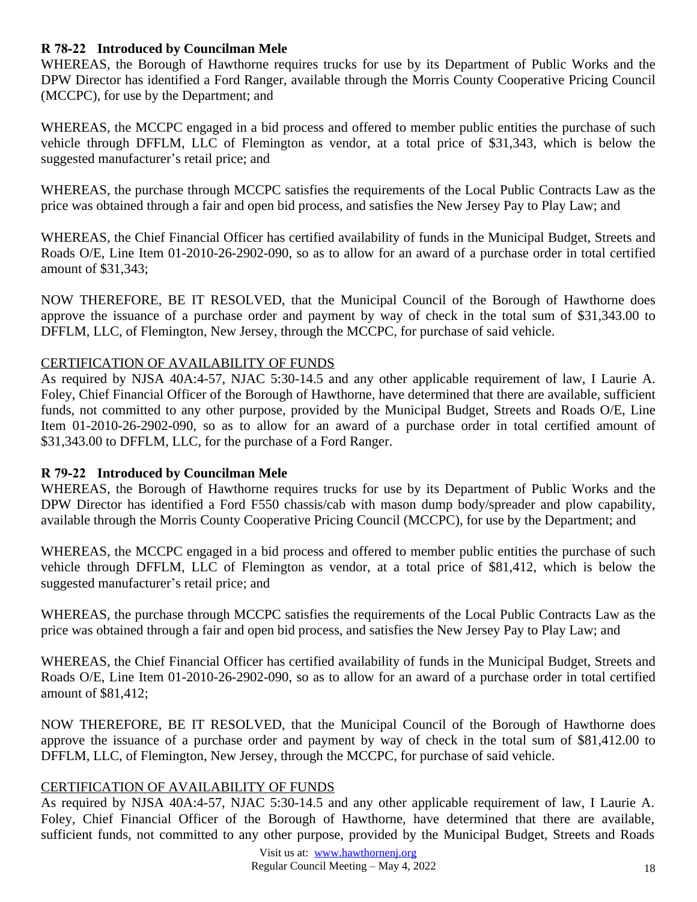**R 78-22 Introduced by Councilman Mele**

WHEREAS, the Borough of Hawthorne requires trucks for use by its Department of Public Works and the DPW Director has identified a Ford Ranger, available through the Morris County Cooperative Pricing Council (MCCPC), for use by the Department; and

WHEREAS, the MCCPC engaged in a bid process and offered to member public entities the purchase of such vehicle through DFFLM, LLC of Flemington as vendor, at a total price of $31,343, which is below the suggested manufacturer's retail price; and

WHEREAS, the purchase through MCCPC satisfies the requirements of the Local Public Contracts Law as the price was obtained through a fair and open bid process, and satisfies the New Jersey Pay to Play Law; and

WHEREAS, the Chief Financial Officer has certified availability of funds in the Municipal Budget, Streets and Roads O/E, Line Item 01-2010-26-2902-090, so as to allow for an award of a purchase order in total certified amount of $31,343;

NOW THEREFORE, BE IT RESOLVED, that the Municipal Council of the Borough of Hawthorne does approve the issuance of a purchase order and payment by way of check in the total sum of $31,343.00 to DFFLM, LLC, of Flemington, New Jersey, through the MCCPC, for purchase of said vehicle.

<u>CERTIFICATION OF AVAILABILITY OF FUNDS</u>

As required by NJSA 40A:4-57, NJAC 5:30-14.5 and any other applicable requirement of law, I Laurie A. Foley, Chief Financial Officer of the Borough of Hawthorne, have determined that there are available, sufficient funds, not committed to any other purpose, provided by the Municipal Budget, Streets and Roads O/E, Line Item 01-2010-26-2902-090, so as to allow for an award of a purchase order in total certified amount of $31,343.00 to DFFLM, LLC, for the purchase of a Ford Ranger.

**R 79-22 Introduced by Councilman Mele**

WHEREAS, the Borough of Hawthorne requires trucks for use by its Department of Public Works and the DPW Director has identified a Ford F550 chassis/cab with mason dump body/spreader and plow capability, available through the Morris County Cooperative Pricing Council (MCCPC), for use by the Department; and

WHEREAS, the MCCPC engaged in a bid process and offered to member public entities the purchase of such vehicle through DFFLM, LLC of Flemington as vendor, at a total price of $81,412, which is below the suggested manufacturer's retail price; and

WHEREAS, the purchase through MCCPC satisfies the requirements of the Local Public Contracts Law as the price was obtained through a fair and open bid process, and satisfies the New Jersey Pay to Play Law; and

WHEREAS, the Chief Financial Officer has certified availability of funds in the Municipal Budget, Streets and Roads O/E, Line Item 01-2010-26-2902-090, so as to allow for an award of a purchase order in total certified amount of $81,412;

NOW THEREFORE, BE IT RESOLVED, that the Municipal Council of the Borough of Hawthorne does approve the issuance of a purchase order and payment by way of check in the total sum of $81,412.00 to DFFLM, LLC, of Flemington, New Jersey, through the MCCPC, for purchase of said vehicle.

<u>CERTIFICATION OF AVAILABILITY OF FUNDS</u>

As required by NJSA 40A:4-57, NJAC 5:30-14.5 and any other applicable requirement of law, I Laurie A. Foley, Chief Financial Officer of the Borough of Hawthorne, have determined that there are available, sufficient funds, not committed to any other purpose, provided by the Municipal Budget, Streets and Roads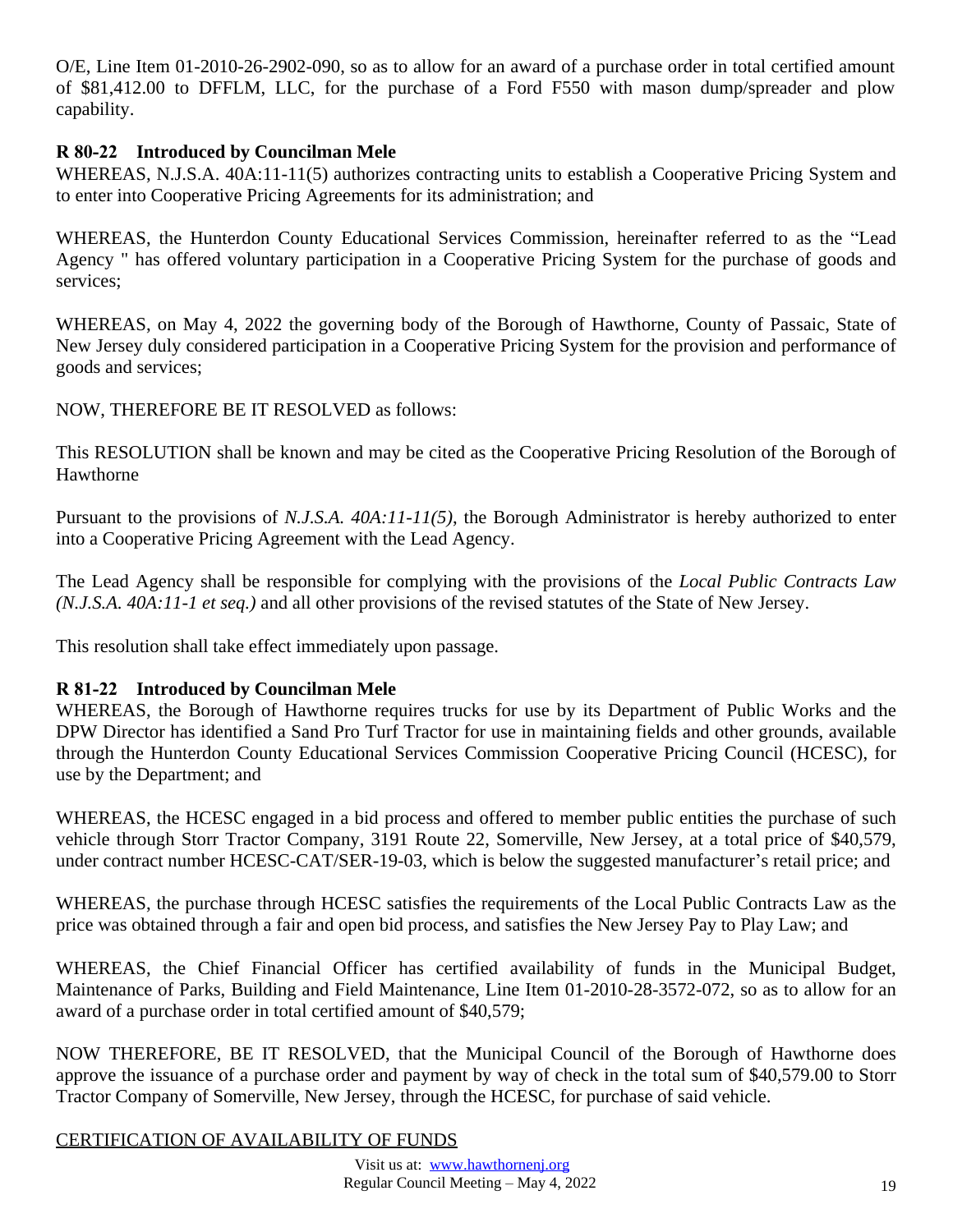O/E, Line Item 01-2010-26-2902-090, so as to allow for an award of a purchase order in total certified amount of $81,412.00 to DFFLM, LLC, for the purchase of a Ford F550 with mason dump/spreader and plow capability.

**R 80-22 Introduced by Councilman Mele**

WHEREAS, N.J.S.A. 40A:11-11(5) authorizes contracting units to establish a Cooperative Pricing System and to enter into Cooperative Pricing Agreements for its administration; and

WHEREAS, the Hunterdon County Educational Services Commission, hereinafter referred to as the "Lead Agency " has offered voluntary participation in a Cooperative Pricing System for the purchase of goods and services;

WHEREAS, on May 4, 2022 the governing body of the Borough of Hawthorne, County of Passaic, State of New Jersey duly considered participation in a Cooperative Pricing System for the provision and performance of goods and services;

NOW, THEREFORE BE IT RESOLVED as follows:

This RESOLUTION shall be known and may be cited as the Cooperative Pricing Resolution of the Borough of Hawthorne

Pursuant to the provisions of *N.J.S.A. 40A:11-11(5)*, the Borough Administrator is hereby authorized to enter into a Cooperative Pricing Agreement with the Lead Agency.

The Lead Agency shall be responsible for complying with the provisions of the *Local Public Contracts Law (N.J.S.A. 40A:11-1 et seq.)* and all other provisions of the revised statutes of the State of New Jersey.

This resolution shall take effect immediately upon passage.

**R 81-22 Introduced by Councilman Mele**

WHEREAS, the Borough of Hawthorne requires trucks for use by its Department of Public Works and the DPW Director has identified a Sand Pro Turf Tractor for use in maintaining fields and other grounds, available through the Hunterdon County Educational Services Commission Cooperative Pricing Council (HCESC), for use by the Department; and

WHEREAS, the HCESC engaged in a bid process and offered to member public entities the purchase of such vehicle through Storr Tractor Company, 3191 Route 22, Somerville, New Jersey, at a total price of $40,579, under contract number HCESC-CAT/SER-19-03, which is below the suggested manufacturer's retail price; and

WHEREAS, the purchase through HCESC satisfies the requirements of the Local Public Contracts Law as the price was obtained through a fair and open bid process, and satisfies the New Jersey Pay to Play Law; and

WHEREAS, the Chief Financial Officer has certified availability of funds in the Municipal Budget, Maintenance of Parks, Building and Field Maintenance, Line Item 01-2010-28-3572-072, so as to allow for an award of a purchase order in total certified amount of $40,579;

NOW THEREFORE, BE IT RESOLVED, that the Municipal Council of the Borough of Hawthorne does approve the issuance of a purchase order and payment by way of check in the total sum of $40,579.00 to Storr Tractor Company of Somerville, New Jersey, through the HCESC, for purchase of said vehicle.

<u>CERTIFICATION OF AVAILABILITY OF FUNDS</u>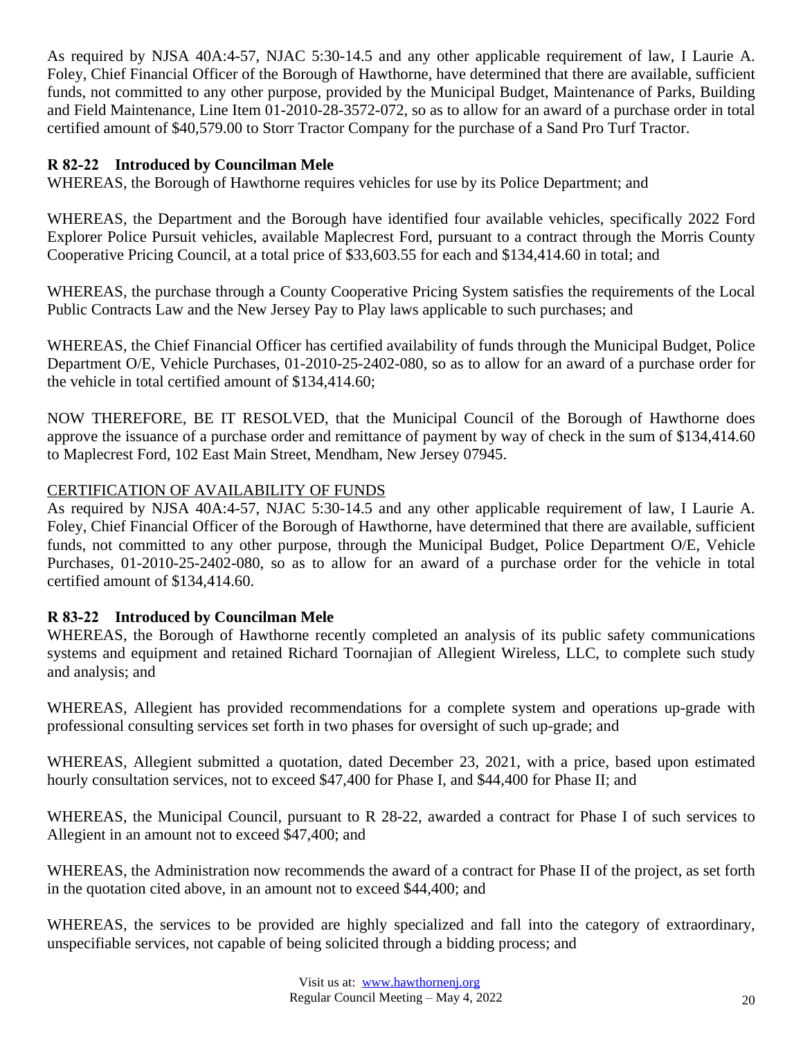As required by NJSA 40A:4-57, NJAC 5:30-14.5 and any other applicable requirement of law, I Laurie A. Foley, Chief Financial Officer of the Borough of Hawthorne, have determined that there are available, sufficient funds, not committed to any other purpose, provided by the Municipal Budget, Maintenance of Parks, Building and Field Maintenance, Line Item 01-2010-28-3572-072, so as to allow for an award of a purchase order in total certified amount of $40,579.00 to Storr Tractor Company for the purchase of a Sand Pro Turf Tractor.

**R 82-22 Introduced by Councilman Mele**

WHEREAS, the Borough of Hawthorne requires vehicles for use by its Police Department; and

WHEREAS, the Department and the Borough have identified four available vehicles, specifically 2022 Ford Explorer Police Pursuit vehicles, available Maplecrest Ford, pursuant to a contract through the Morris County Cooperative Pricing Council, at a total price of $33,603.55 for each and $134,414.60 in total; and

WHEREAS, the purchase through a County Cooperative Pricing System satisfies the requirements of the Local Public Contracts Law and the New Jersey Pay to Play laws applicable to such purchases; and

WHEREAS, the Chief Financial Officer has certified availability of funds through the Municipal Budget, Police Department O/E, Vehicle Purchases, 01-2010-25-2402-080, so as to allow for an award of a purchase order for the vehicle in total certified amount of $134,414.60;

NOW THEREFORE, BE IT RESOLVED, that the Municipal Council of the Borough of Hawthorne does approve the issuance of a purchase order and remittance of payment by way of check in the sum of $134,414.60 to Maplecrest Ford, 102 East Main Street, Mendham, New Jersey 07945.

CERTIFICATION OF AVAILABILITY OF FUNDS

As required by NJSA 40A:4-57, NJAC 5:30-14.5 and any other applicable requirement of law, I Laurie A. Foley, Chief Financial Officer of the Borough of Hawthorne, have determined that there are available, sufficient funds, not committed to any other purpose, through the Municipal Budget, Police Department O/E, Vehicle Purchases, 01-2010-25-2402-080, so as to allow for an award of a purchase order for the vehicle in total certified amount of $134,414.60.

**R 83-22 Introduced by Councilman Mele**

WHEREAS, the Borough of Hawthorne recently completed an analysis of its public safety communications systems and equipment and retained Richard Toornajian of Allegient Wireless, LLC, to complete such study and analysis; and

WHEREAS, Allegient has provided recommendations for a complete system and operations up-grade with professional consulting services set forth in two phases for oversight of such up-grade; and

WHEREAS, Allegient submitted a quotation, dated December 23, 2021, with a price, based upon estimated hourly consultation services, not to exceed $47,400 for Phase I, and $44,400 for Phase II; and

WHEREAS, the Municipal Council, pursuant to R 28-22, awarded a contract for Phase I of such services to Allegient in an amount not to exceed $47,400; and

WHEREAS, the Administration now recommends the award of a contract for Phase II of the project, as set forth in the quotation cited above, in an amount not to exceed $44,400; and

WHEREAS, the services to be provided are highly specialized and fall into the category of extraordinary, unspecifiable services, not capable of being solicited through a bidding process; and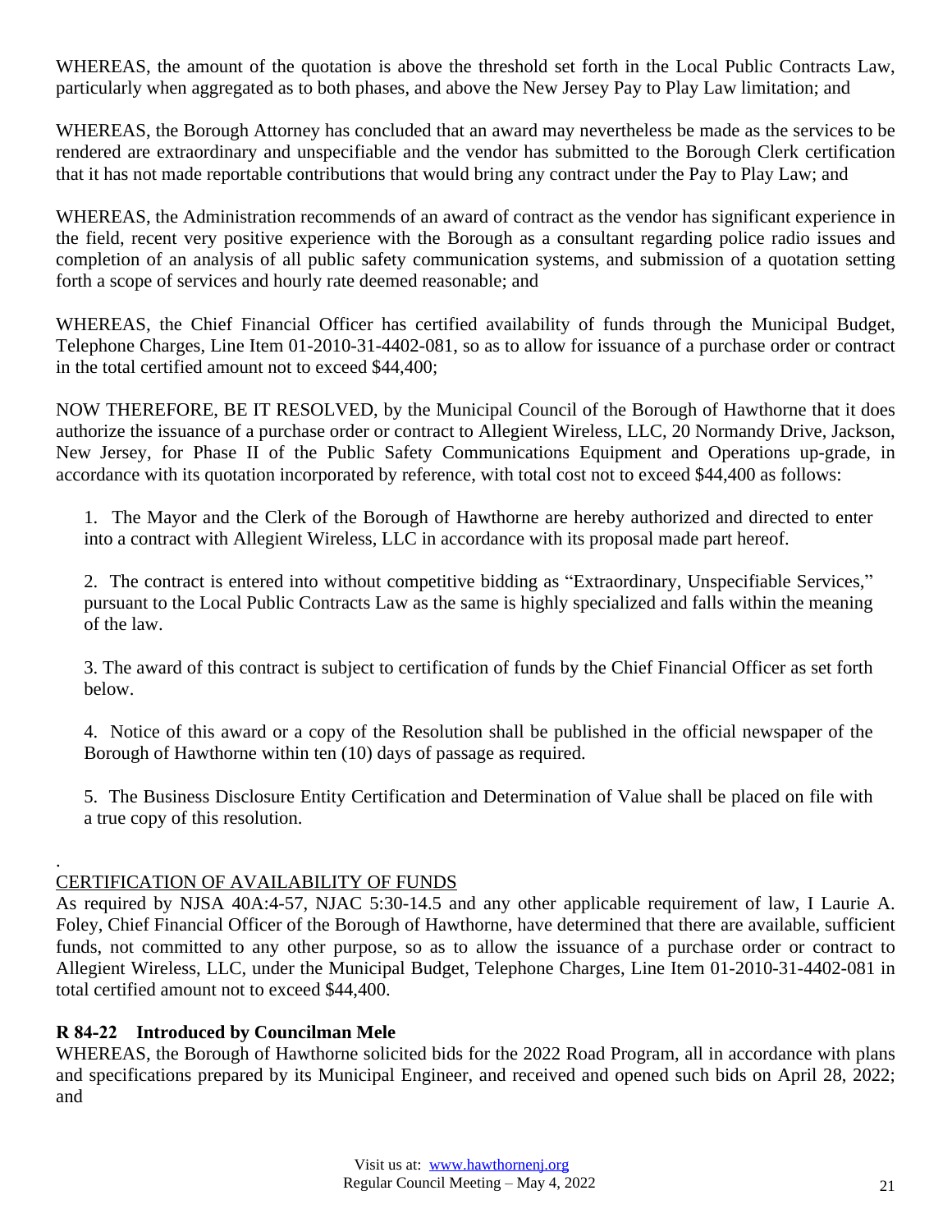WHEREAS, the amount of the quotation is above the threshold set forth in the Local Public Contracts Law, particularly when aggregated as to both phases, and above the New Jersey Pay to Play Law limitation; and

WHEREAS, the Borough Attorney has concluded that an award may nevertheless be made as the services to be rendered are extraordinary and unspecifiable and the vendor has submitted to the Borough Clerk certification that it has not made reportable contributions that would bring any contract under the Pay to Play Law; and

WHEREAS, the Administration recommends of an award of contract as the vendor has significant experience in the field, recent very positive experience with the Borough as a consultant regarding police radio issues and completion of an analysis of all public safety communication systems, and submission of a quotation setting forth a scope of services and hourly rate deemed reasonable; and

WHEREAS, the Chief Financial Officer has certified availability of funds through the Municipal Budget, Telephone Charges, Line Item 01-2010-31-4402-081, so as to allow for issuance of a purchase order or contract in the total certified amount not to exceed $44,400;

NOW THEREFORE, BE IT RESOLVED, by the Municipal Council of the Borough of Hawthorne that it does authorize the issuance of a purchase order or contract to Allegient Wireless, LLC, 20 Normandy Drive, Jackson, New Jersey, for Phase II of the Public Safety Communications Equipment and Operations up-grade, in accordance with its quotation incorporated by reference, with total cost not to exceed $44,400 as follows:

1. The Mayor and the Clerk of the Borough of Hawthorne are hereby authorized and directed to enter into a contract with Allegient Wireless, LLC in accordance with its proposal made part hereof.

2. The contract is entered into without competitive bidding as "Extraordinary, Unspecifiable Services," pursuant to the Local Public Contracts Law as the same is highly specialized and falls within the meaning of the law.

3. The award of this contract is subject to certification of funds by the Chief Financial Officer as set forth below.

4. Notice of this award or a copy of the Resolution shall be published in the official newspaper of the Borough of Hawthorne within ten (10) days of passage as required.

5. The Business Disclosure Entity Certification and Determination of Value shall be placed on file with a true copy of this resolution.

.
CERTIFICATION OF AVAILABILITY OF FUNDS

As required by NJSA 40A:4-57, NJAC 5:30-14.5 and any other applicable requirement of law, I Laurie A. Foley, Chief Financial Officer of the Borough of Hawthorne, have determined that there are available, sufficient funds, not committed to any other purpose, so as to allow the issuance of a purchase order or contract to Allegient Wireless, LLC, under the Municipal Budget, Telephone Charges, Line Item 01-2010-31-4402-081 in total certified amount not to exceed $44,400.

**R 84-22 Introduced by Councilman Mele**

WHEREAS, the Borough of Hawthorne solicited bids for the 2022 Road Program, all in accordance with plans and specifications prepared by its Municipal Engineer, and received and opened such bids on April 28, 2022; and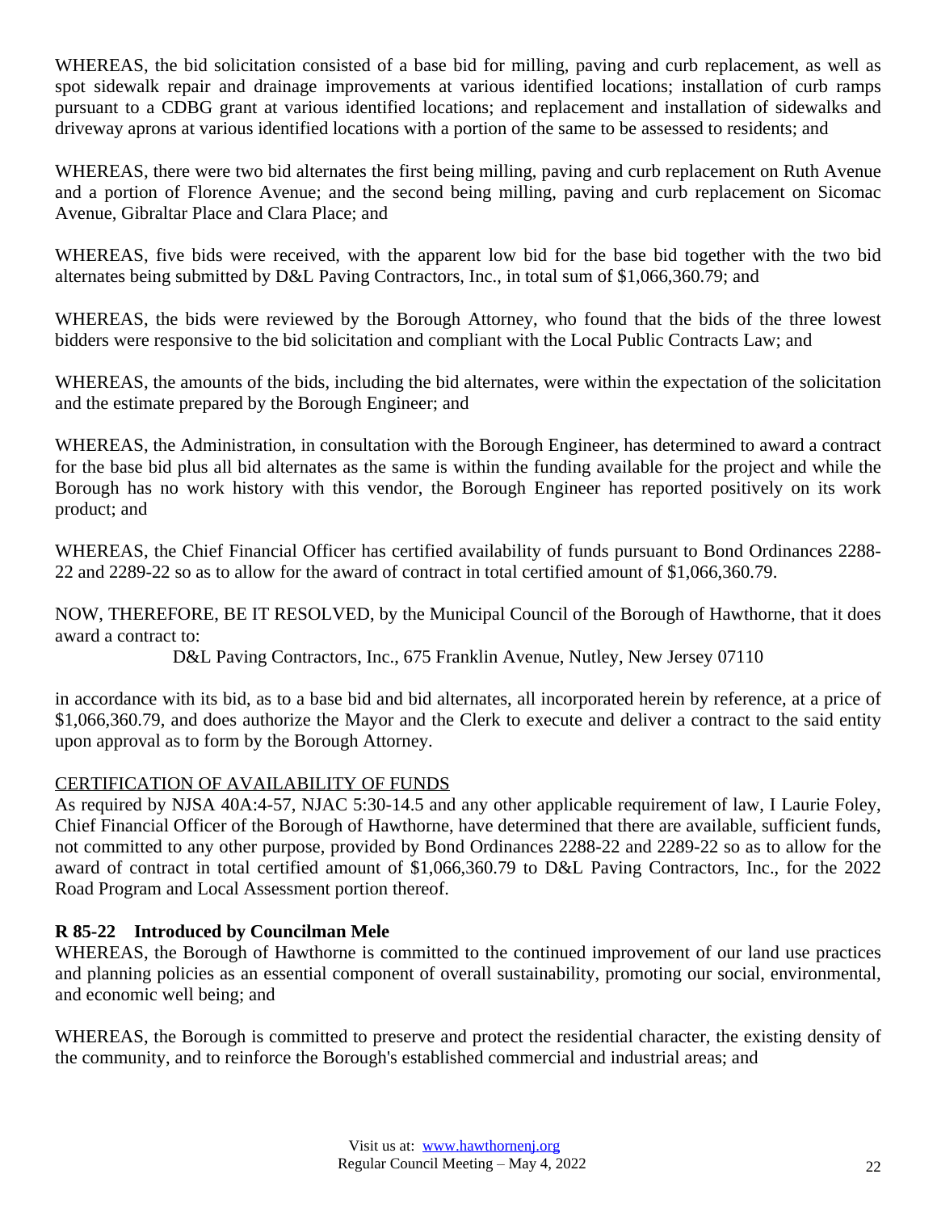WHEREAS, the bid solicitation consisted of a base bid for milling, paving and curb replacement, as well as spot sidewalk repair and drainage improvements at various identified locations; installation of curb ramps pursuant to a CDBG grant at various identified locations; and replacement and installation of sidewalks and driveway aprons at various identified locations with a portion of the same to be assessed to residents; and

WHEREAS, there were two bid alternates the first being milling, paving and curb replacement on Ruth Avenue and a portion of Florence Avenue; and the second being milling, paving and curb replacement on Sicomac Avenue, Gibraltar Place and Clara Place; and

WHEREAS, five bids were received, with the apparent low bid for the base bid together with the two bid alternates being submitted by D&L Paving Contractors, Inc., in total sum of $1,066,360.79; and

WHEREAS, the bids were reviewed by the Borough Attorney, who found that the bids of the three lowest bidders were responsive to the bid solicitation and compliant with the Local Public Contracts Law; and

WHEREAS, the amounts of the bids, including the bid alternates, were within the expectation of the solicitation and the estimate prepared by the Borough Engineer; and

WHEREAS, the Administration, in consultation with the Borough Engineer, has determined to award a contract for the base bid plus all bid alternates as the same is within the funding available for the project and while the Borough has no work history with this vendor, the Borough Engineer has reported positively on its work product; and

WHEREAS, the Chief Financial Officer has certified availability of funds pursuant to Bond Ordinances 2288-22 and 2289-22 so as to allow for the award of contract in total certified amount of $1,066,360.79.

NOW, THEREFORE, BE IT RESOLVED, by the Municipal Council of the Borough of Hawthorne, that it does award a contract to:

D&L Paving Contractors, Inc., 675 Franklin Avenue, Nutley, New Jersey 07110

in accordance with its bid, as to a base bid and bid alternates, all incorporated herein by reference, at a price of $1,066,360.79, and does authorize the Mayor and the Clerk to execute and deliver a contract to the said entity upon approval as to form by the Borough Attorney.

CERTIFICATION OF AVAILABILITY OF FUNDS

As required by NJSA 40A:4-57, NJAC 5:30-14.5 and any other applicable requirement of law, I Laurie Foley, Chief Financial Officer of the Borough of Hawthorne, have determined that there are available, sufficient funds, not committed to any other purpose, provided by Bond Ordinances 2288-22 and 2289-22 so as to allow for the award of contract in total certified amount of $1,066,360.79 to D&L Paving Contractors, Inc., for the 2022 Road Program and Local Assessment portion thereof.

**R 85-22 Introduced by Councilman Mele**

WHEREAS, the Borough of Hawthorne is committed to the continued improvement of our land use practices and planning policies as an essential component of overall sustainability, promoting our social, environmental, and economic well being; and

WHEREAS, the Borough is committed to preserve and protect the residential character, the existing density of the community, and to reinforce the Borough's established commercial and industrial areas; and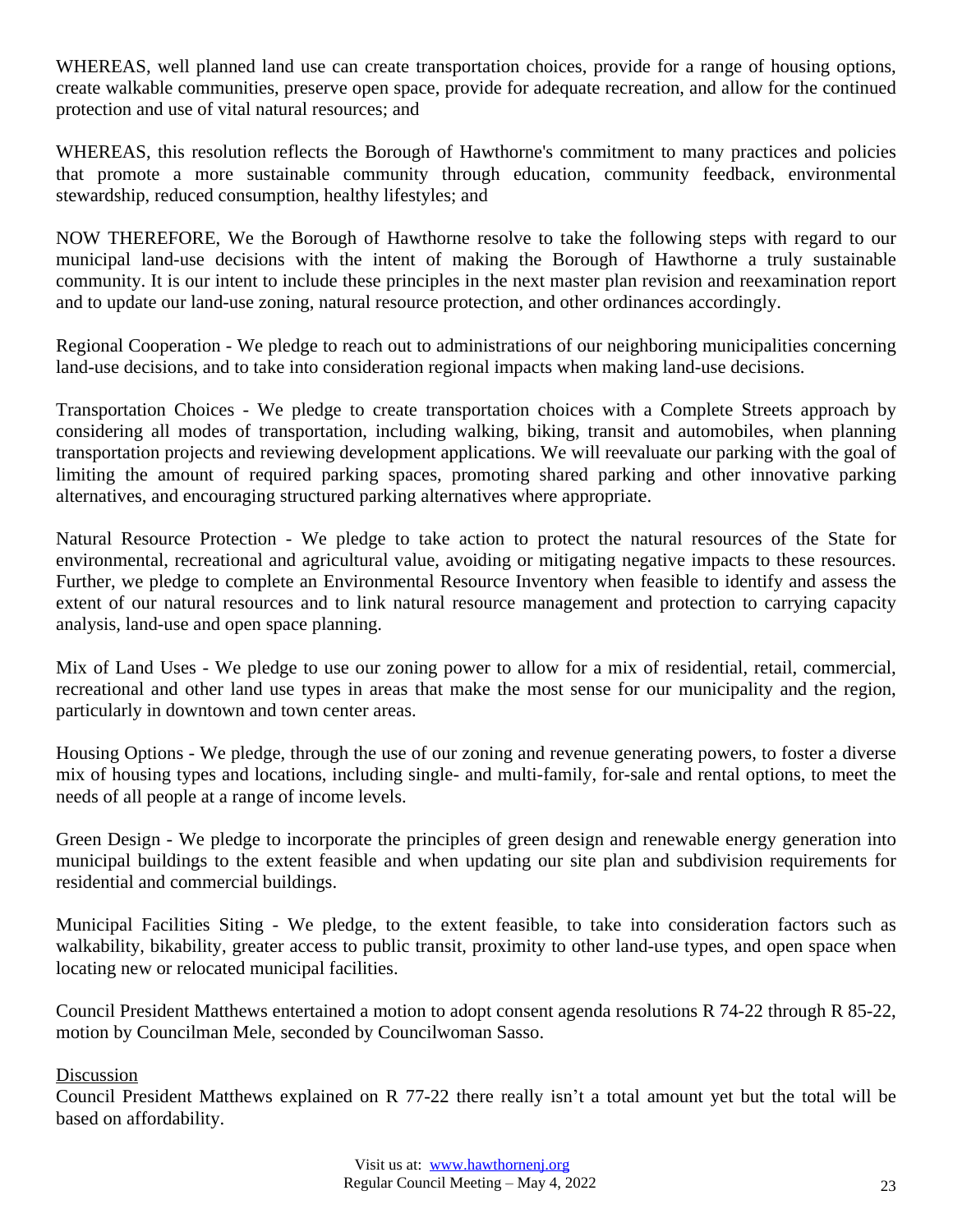WHEREAS, well planned land use can create transportation choices, provide for a range of housing options, create walkable communities, preserve open space, provide for adequate recreation, and allow for the continued protection and use of vital natural resources; and

WHEREAS, this resolution reflects the Borough of Hawthorne's commitment to many practices and policies that promote a more sustainable community through education, community feedback, environmental stewardship, reduced consumption, healthy lifestyles; and

NOW THEREFORE, We the Borough of Hawthorne resolve to take the following steps with regard to our municipal land-use decisions with the intent of making the Borough of Hawthorne a truly sustainable community. It is our intent to include these principles in the next master plan revision and reexamination report and to update our land-use zoning, natural resource protection, and other ordinances accordingly.

Regional Cooperation - We pledge to reach out to administrations of our neighboring municipalities concerning land-use decisions, and to take into consideration regional impacts when making land-use decisions.

Transportation Choices - We pledge to create transportation choices with a Complete Streets approach by considering all modes of transportation, including walking, biking, transit and automobiles, when planning transportation projects and reviewing development applications. We will reevaluate our parking with the goal of limiting the amount of required parking spaces, promoting shared parking and other innovative parking alternatives, and encouraging structured parking alternatives where appropriate.

Natural Resource Protection - We pledge to take action to protect the natural resources of the State for environmental, recreational and agricultural value, avoiding or mitigating negative impacts to these resources. Further, we pledge to complete an Environmental Resource Inventory when feasible to identify and assess the extent of our natural resources and to link natural resource management and protection to carrying capacity analysis, land-use and open space planning.

Mix of Land Uses - We pledge to use our zoning power to allow for a mix of residential, retail, commercial, recreational and other land use types in areas that make the most sense for our municipality and the region, particularly in downtown and town center areas.

Housing Options - We pledge, through the use of our zoning and revenue generating powers, to foster a diverse mix of housing types and locations, including single- and multi-family, for-sale and rental options, to meet the needs of all people at a range of income levels.

Green Design - We pledge to incorporate the principles of green design and renewable energy generation into municipal buildings to the extent feasible and when updating our site plan and subdivision requirements for residential and commercial buildings.

Municipal Facilities Siting - We pledge, to the extent feasible, to take into consideration factors such as walkability, bikability, greater access to public transit, proximity to other land-use types, and open space when locating new or relocated municipal facilities.

Council President Matthews entertained a motion to adopt consent agenda resolutions R 74-22 through R 85-22, motion by Councilman Mele, seconded by Councilwoman Sasso.

Discussion

Council President Matthews explained on R 77-22 there really isn't a total amount yet but the total will be based on affordability.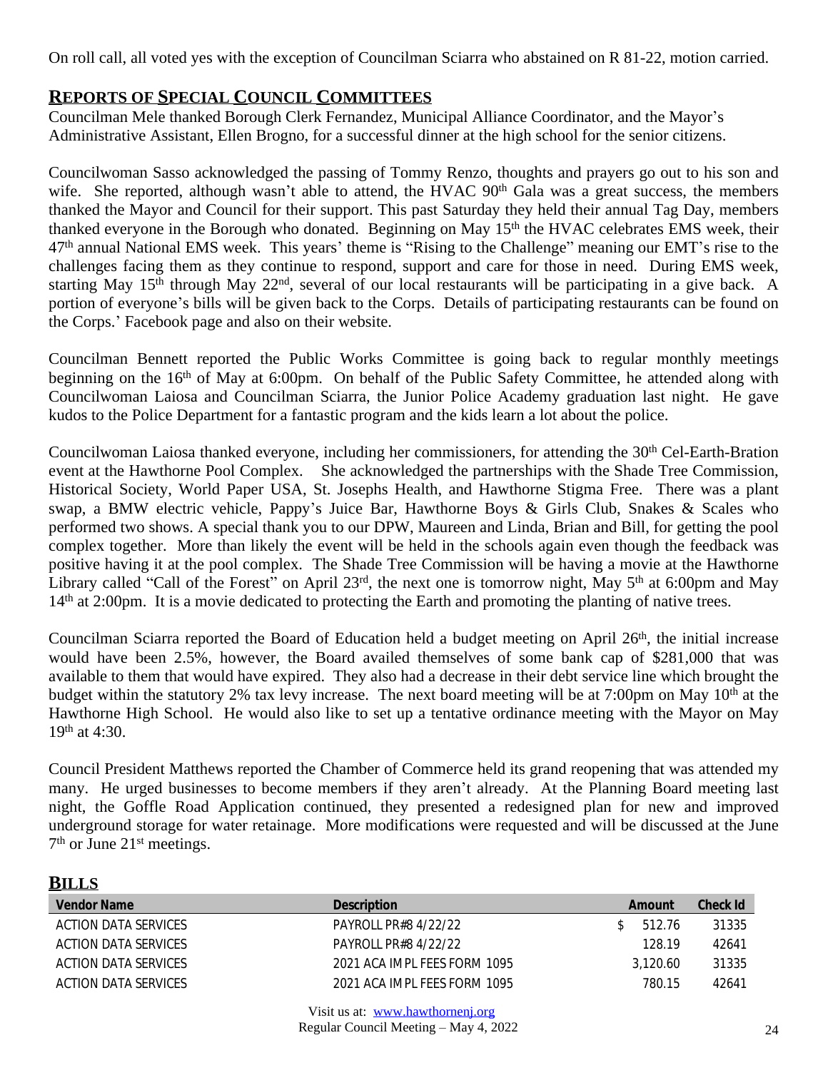On roll call, all voted yes with the exception of Councilman Sciarra who abstained on R 81-22, motion carried.

## REPORTS OF SPECIAL COUNCIL COMMITTEES

Councilman Mele thanked Borough Clerk Fernandez, Municipal Alliance Coordinator, and the Mayor's Administrative Assistant, Ellen Brogno, for a successful dinner at the high school for the senior citizens.

Councilwoman Sasso acknowledged the passing of Tommy Renzo, thoughts and prayers go out to his son and wife. She reported, although wasn't able to attend, the HVAC 90th Gala was a great success, the members thanked the Mayor and Council for their support. This past Saturday they held their annual Tag Day, members thanked everyone in the Borough who donated. Beginning on May 15th the HVAC celebrates EMS week, their 47th annual National EMS week. This years' theme is "Rising to the Challenge" meaning our EMT's rise to the challenges facing them as they continue to respond, support and care for those in need. During EMS week, starting May 15th through May 22nd, several of our local restaurants will be participating in a give back. A portion of everyone's bills will be given back to the Corps. Details of participating restaurants can be found on the Corps.' Facebook page and also on their website.

Councilman Bennett reported the Public Works Committee is going back to regular monthly meetings beginning on the 16th of May at 6:00pm. On behalf of the Public Safety Committee, he attended along with Councilwoman Laiosa and Councilman Sciarra, the Junior Police Academy graduation last night. He gave kudos to the Police Department for a fantastic program and the kids learn a lot about the police.

Councilwoman Laiosa thanked everyone, including her commissioners, for attending the 30th Cel-Earth-Bration event at the Hawthorne Pool Complex. She acknowledged the partnerships with the Shade Tree Commission, Historical Society, World Paper USA, St. Josephs Health, and Hawthorne Stigma Free. There was a plant swap, a BMW electric vehicle, Pappy's Juice Bar, Hawthorne Boys & Girls Club, Snakes & Scales who performed two shows. A special thank you to our DPW, Maureen and Linda, Brian and Bill, for getting the pool complex together. More than likely the event will be held in the schools again even though the feedback was positive having it at the pool complex. The Shade Tree Commission will be having a movie at the Hawthorne Library called "Call of the Forest" on April 23rd, the next one is tomorrow night, May 5th at 6:00pm and May 14th at 2:00pm. It is a movie dedicated to protecting the Earth and promoting the planting of native trees.

Councilman Sciarra reported the Board of Education held a budget meeting on April 26th, the initial increase would have been 2.5%, however, the Board availed themselves of some bank cap of $281,000 that was available to them that would have expired. They also had a decrease in their debt service line which brought the budget within the statutory 2% tax levy increase. The next board meeting will be at 7:00pm on May 10th at the Hawthorne High School. He would also like to set up a tentative ordinance meeting with the Mayor on May 19th at 4:30.

Council President Matthews reported the Chamber of Commerce held its grand reopening that was attended my many. He urged businesses to become members if they aren't already. At the Planning Board meeting last night, the Goffle Road Application continued, they presented a redesigned plan for new and improved underground storage for water retainage. More modifications were requested and will be discussed at the June 7th or June 21st meetings.

## BILLS

| Vendor Name | Description | Amount | Check Id |
|---|---|---|---|
| ACTION DATA SERVICES | PAYROLL PR#8 4/22/22 | $ 512.76 | 31335 |
| ACTION DATA SERVICES | PAYROLL PR#8 4/22/22 | 128.19 | 42641 |
| ACTION DATA SERVICES | 2021 ACA IMPL FEES FORM 1095 | 3,120.60 | 31335 |
| ACTION DATA SERVICES | 2021 ACA IMPL FEES FORM 1095 | 780.15 | 42641 |

Visit us at: www.hawthornenj.org
Regular Council Meeting – May 4, 2022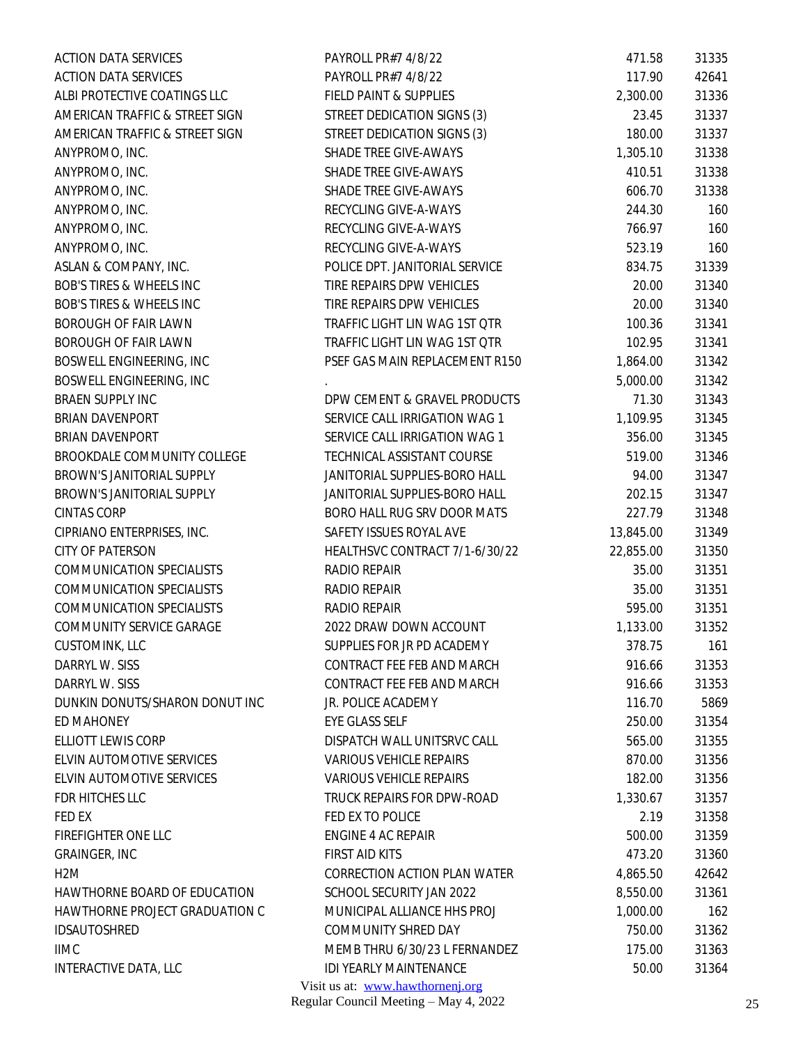| | | | |
|---|---|---|---|
| ACTION DATA SERVICES | PAYROLL PR#7 4/8/22 | 471.58 | 31335 |
| ACTION DATA SERVICES | PAYROLL PR#7 4/8/22 | 117.90 | 42641 |
| ALBI PROTECTIVE COATINGS LLC | FIELD PAINT & SUPPLIES | 2,300.00 | 31336 |
| AMERICAN TRAFFIC & STREET SIGN | STREET DEDICATION SIGNS (3) | 23.45 | 31337 |
| AMERICAN TRAFFIC & STREET SIGN | STREET DEDICATION SIGNS (3) | 180.00 | 31337 |
| ANYPROMO, INC. | SHADE TREE GIVE-AWAYS | 1,305.10 | 31338 |
| ANYPROMO, INC. | SHADE TREE GIVE-AWAYS | 410.51 | 31338 |
| ANYPROMO, INC. | SHADE TREE GIVE-AWAYS | 606.70 | 31338 |
| ANYPROMO, INC. | RECYCLING GIVE-A-WAYS | 244.30 | 160 |
| ANYPROMO, INC. | RECYCLING GIVE-A-WAYS | 766.97 | 160 |
| ANYPROMO, INC. | RECYCLING GIVE-A-WAYS | 523.19 | 160 |
| ASLAN & COMPANY, INC. | POLICE DPT. JANITORIAL SERVICE | 834.75 | 31339 |
| BOB'S TIRES & WHEELS INC | TIRE REPAIRS DPW VEHICLES | 20.00 | 31340 |
| BOB'S TIRES & WHEELS INC | TIRE REPAIRS DPW VEHICLES | 20.00 | 31340 |
| BOROUGH OF FAIR LAWN | TRAFFIC LIGHT LIN WAG 1ST QTR | 100.36 | 31341 |
| BOROUGH OF FAIR LAWN | TRAFFIC LIGHT LIN WAG 1ST QTR | 102.95 | 31341 |
| BOSWELL ENGINEERING, INC | PSEF GAS MAIN REPLACEMENT R150 | 1,864.00 | 31342 |
| BOSWELL ENGINEERING, INC | . | 5,000.00 | 31342 |
| BRAEN SUPPLY INC | DPW CEMENT & GRAVEL PRODUCTS | 71.30 | 31343 |
| BRIAN DAVENPORT | SERVICE CALL IRRIGATION WAG 1 | 1,109.95 | 31345 |
| BRIAN DAVENPORT | SERVICE CALL IRRIGATION WAG 1 | 356.00 | 31345 |
| BROOKDALE COMMUNITY COLLEGE | TECHNICAL ASSISTANT COURSE | 519.00 | 31346 |
| BROWN'S JANITORIAL SUPPLY | JANITORIAL SUPPLIES-BORO HALL | 94.00 | 31347 |
| BROWN'S JANITORIAL SUPPLY | JANITORIAL SUPPLIES-BORO HALL | 202.15 | 31347 |
| CINTAS CORP | BORO HALL RUG SRV DOOR MATS | 227.79 | 31348 |
| CIPRIANO ENTERPRISES, INC. | SAFETY ISSUES ROYAL AVE | 13,845.00 | 31349 |
| CITY OF PATERSON | HEALTHSVC CONTRACT 7/1-6/30/22 | 22,855.00 | 31350 |
| COMMUNICATION SPECIALISTS | RADIO REPAIR | 35.00 | 31351 |
| COMMUNICATION SPECIALISTS | RADIO REPAIR | 35.00 | 31351 |
| COMMUNICATION SPECIALISTS | RADIO REPAIR | 595.00 | 31351 |
| COMMUNITY SERVICE GARAGE | 2022 DRAW DOWN ACCOUNT | 1,133.00 | 31352 |
| CUSTOMINK, LLC | SUPPLIES FOR JR PD ACADEMY | 378.75 | 161 |
| DARRYL W. SISS | CONTRACT FEE FEB AND MARCH | 916.66 | 31353 |
| DARRYL W. SISS | CONTRACT FEE FEB AND MARCH | 916.66 | 31353 |
| DUNKIN DONUTS/SHARON DONUT INC | JR. POLICE ACADEMY | 116.70 | 5869 |
| ED MAHONEY | EYE GLASS SELF | 250.00 | 31354 |
| ELLIOTT LEWIS CORP | DISPATCH WALL UNITSRVC CALL | 565.00 | 31355 |
| ELVIN AUTOMOTIVE SERVICES | VARIOUS VEHICLE REPAIRS | 870.00 | 31356 |
| ELVIN AUTOMOTIVE SERVICES | VARIOUS VEHICLE REPAIRS | 182.00 | 31356 |
| FDR HITCHES LLC | TRUCK REPAIRS FOR DPW-ROAD | 1,330.67 | 31357 |
| FED EX | FED EX TO POLICE | 2.19 | 31358 |
| FIREFIGHTER ONE LLC | ENGINE 4 AC REPAIR | 500.00 | 31359 |
| GRAINGER, INC | FIRST AID KITS | 473.20 | 31360 |
| H2M | CORRECTION ACTION PLAN WATER | 4,865.50 | 42642 |
| HAWTHORNE BOARD OF EDUCATION | SCHOOL SECURITY JAN 2022 | 8,550.00 | 31361 |
| HAWTHORNE PROJECT GRADUATION C | MUNICIPAL ALLIANCE HHS PROJ | 1,000.00 | 162 |
| IDSAUTOSHRED | COMMUNITY SHRED DAY | 750.00 | 31362 |
| IIMC | MEMB THRU 6/30/23 L FERNANDEZ | 175.00 | 31363 |
| INTERACTIVE DATA, LLC | IDI YEARLY MAINTENANCE | 50.00 | 31364 |

Visit us at: www.hawthornenj.org
Regular Council Meeting – May 4, 2022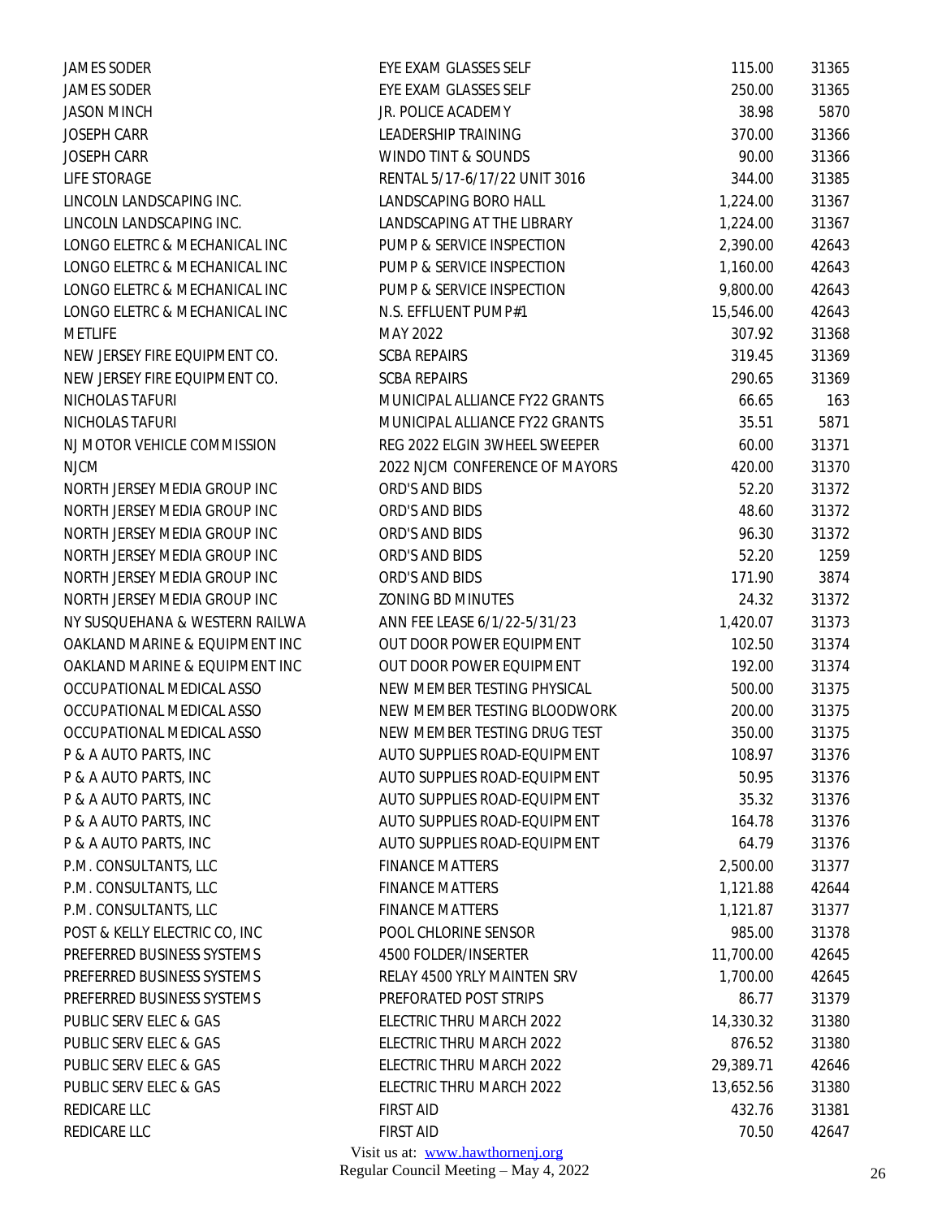| | | | |
|---|---|---|---|
| JAMES SODER | EYE EXAM GLASSES SELF | 115.00 | 31365 |
| JAMES SODER | EYE EXAM GLASSES SELF | 250.00 | 31365 |
| JASON MINCH | JR. POLICE ACADEMY | 38.98 | 5870 |
| JOSEPH CARR | LEADERSHIP TRAINING | 370.00 | 31366 |
| JOSEPH CARR | WINDO TINT & SOUNDS | 90.00 | 31366 |
| LIFE STORAGE | RENTAL 5/17-6/17/22 UNIT 3016 | 344.00 | 31385 |
| LINCOLN LANDSCAPING INC. | LANDSCAPING BORO HALL | 1,224.00 | 31367 |
| LINCOLN LANDSCAPING INC. | LANDSCAPING AT THE LIBRARY | 1,224.00 | 31367 |
| LONGO ELETRC & MECHANICAL INC | PUMP & SERVICE INSPECTION | 2,390.00 | 42643 |
| LONGO ELETRC & MECHANICAL INC | PUMP & SERVICE INSPECTION | 1,160.00 | 42643 |
| LONGO ELETRC & MECHANICAL INC | PUMP & SERVICE INSPECTION | 9,800.00 | 42643 |
| LONGO ELETRC & MECHANICAL INC | N.S. EFFLUENT PUMP#1 | 15,546.00 | 42643 |
| METLIFE | MAY 2022 | 307.92 | 31368 |
| NEW JERSEY FIRE EQUIPMENT CO. | SCBA REPAIRS | 319.45 | 31369 |
| NEW JERSEY FIRE EQUIPMENT CO. | SCBA REPAIRS | 290.65 | 31369 |
| NICHOLAS TAFURI | MUNICIPAL ALLIANCE FY22 GRANTS | 66.65 | 163 |
| NICHOLAS TAFURI | MUNICIPAL ALLIANCE FY22 GRANTS | 35.51 | 5871 |
| NJ MOTOR VEHICLE COMMISSION | REG 2022 ELGIN 3WHEEL SWEEPER | 60.00 | 31371 |
| NJCM | 2022 NJCM CONFERENCE OF MAYORS | 420.00 | 31370 |
| NORTH JERSEY MEDIA GROUP INC | ORD'S AND BIDS | 52.20 | 31372 |
| NORTH JERSEY MEDIA GROUP INC | ORD'S AND BIDS | 48.60 | 31372 |
| NORTH JERSEY MEDIA GROUP INC | ORD'S AND BIDS | 96.30 | 31372 |
| NORTH JERSEY MEDIA GROUP INC | ORD'S AND BIDS | 52.20 | 1259 |
| NORTH JERSEY MEDIA GROUP INC | ORD'S AND BIDS | 171.90 | 3874 |
| NORTH JERSEY MEDIA GROUP INC | ZONING BD MINUTES | 24.32 | 31372 |
| NY SUSQUEHANA & WESTERN RAILWA | ANN FEE LEASE 6/1/22-5/31/23 | 1,420.07 | 31373 |
| OAKLAND MARINE & EQUIPMENT INC | OUT DOOR POWER EQUIPMENT | 102.50 | 31374 |
| OAKLAND MARINE & EQUIPMENT INC | OUT DOOR POWER EQUIPMENT | 192.00 | 31374 |
| OCCUPATIONAL MEDICAL ASSO | NEW MEMBER TESTING PHYSICAL | 500.00 | 31375 |
| OCCUPATIONAL MEDICAL ASSO | NEW MEMBER TESTING BLOODWORK | 200.00 | 31375 |
| OCCUPATIONAL MEDICAL ASSO | NEW MEMBER TESTING DRUG TEST | 350.00 | 31375 |
| P & A AUTO PARTS, INC | AUTO SUPPLIES ROAD-EQUIPMENT | 108.97 | 31376 |
| P & A AUTO PARTS, INC | AUTO SUPPLIES ROAD-EQUIPMENT | 50.95 | 31376 |
| P & A AUTO PARTS, INC | AUTO SUPPLIES ROAD-EQUIPMENT | 35.32 | 31376 |
| P & A AUTO PARTS, INC | AUTO SUPPLIES ROAD-EQUIPMENT | 164.78 | 31376 |
| P & A AUTO PARTS, INC | AUTO SUPPLIES ROAD-EQUIPMENT | 64.79 | 31376 |
| P.M. CONSULTANTS, LLC | FINANCE MATTERS | 2,500.00 | 31377 |
| P.M. CONSULTANTS, LLC | FINANCE MATTERS | 1,121.88 | 42644 |
| P.M. CONSULTANTS, LLC | FINANCE MATTERS | 1,121.87 | 31377 |
| POST & KELLY ELECTRIC CO, INC | POOL CHLORINE SENSOR | 985.00 | 31378 |
| PREFERRED BUSINESS SYSTEMS | 4500 FOLDER/INSERTER | 11,700.00 | 42645 |
| PREFERRED BUSINESS SYSTEMS | RELAY 4500 YRLY MAINTEN SRV | 1,700.00 | 42645 |
| PREFERRED BUSINESS SYSTEMS | PREFORATED POST STRIPS | 86.77 | 31379 |
| PUBLIC SERV ELEC & GAS | ELECTRIC THRU MARCH 2022 | 14,330.32 | 31380 |
| PUBLIC SERV ELEC & GAS | ELECTRIC THRU MARCH 2022 | 876.52 | 31380 |
| PUBLIC SERV ELEC & GAS | ELECTRIC THRU MARCH 2022 | 29,389.71 | 42646 |
| PUBLIC SERV ELEC & GAS | ELECTRIC THRU MARCH 2022 | 13,652.56 | 31380 |
| REDICARE LLC | FIRST AID | 432.76 | 31381 |
| REDICARE LLC | FIRST AID | 70.50 | 42647 |

Visit us at: www.hawthornenj.org
Regular Council Meeting – May 4, 2022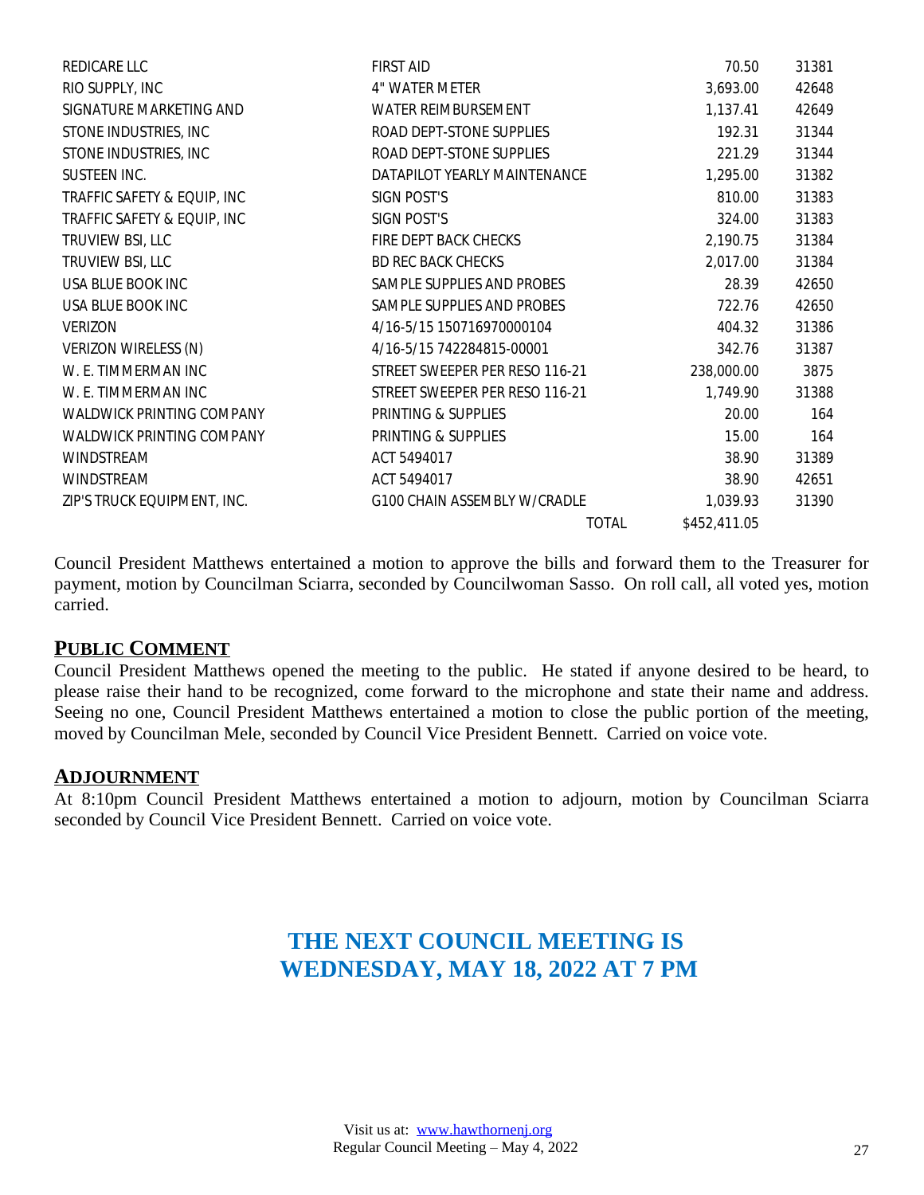| | | | |
|---|---|---|---|
| REDICARE LLC | FIRST AID | 70.50 | 31381 |
| RIO SUPPLY, INC | 4" WATER METER | 3,693.00 | 42648 |
| SIGNATURE MARKETING AND | WATER REIMBURSEMENT | 1,137.41 | 42649 |
| STONE INDUSTRIES, INC | ROAD DEPT-STONE SUPPLIES | 192.31 | 31344 |
| STONE INDUSTRIES, INC | ROAD DEPT-STONE SUPPLIES | 221.29 | 31344 |
| SUSTEEN INC. | DATAPILOT YEARLY MAINTENANCE | 1,295.00 | 31382 |
| TRAFFIC SAFETY & EQUIP, INC | SIGN POST'S | 810.00 | 31383 |
| TRAFFIC SAFETY & EQUIP, INC | SIGN POST'S | 324.00 | 31383 |
| TRUVIEW BSI, LLC | FIRE DEPT BACK CHECKS | 2,190.75 | 31384 |
| TRUVIEW BSI, LLC | BD REC BACK CHECKS | 2,017.00 | 31384 |
| USA BLUE BOOK INC | SAMPLE SUPPLIES AND PROBES | 28.39 | 42650 |
| USA BLUE BOOK INC | SAMPLE SUPPLIES AND PROBES | 722.76 | 42650 |
| VERIZON | 4/16-5/15 150716970000104 | 404.32 | 31386 |
| VERIZON WIRELESS (N) | 4/16-5/15 742284815-00001 | 342.76 | 31387 |
| W. E. TIMMERMAN INC | STREET SWEEPER PER RESO 116-21 | 238,000.00 | 3875 |
| W. E. TIMMERMAN INC | STREET SWEEPER PER RESO 116-21 | 1,749.90 | 31388 |
| WALDWICK PRINTING COMPANY | PRINTING & SUPPLIES | 20.00 | 164 |
| WALDWICK PRINTING COMPANY | PRINTING & SUPPLIES | 15.00 | 164 |
| WINDSTREAM | ACT 5494017 | 38.90 | 31389 |
| WINDSTREAM | ACT 5494017 | 38.90 | 42651 |
| ZIP'S TRUCK EQUIPMENT, INC. | G100 CHAIN ASSEMBLY W/CRADLE | 1,039.93 | 31390 |
| | TOTAL | $452,411.05 | |

Council President Matthews entertained a motion to approve the bills and forward them to the Treasurer for payment, motion by Councilman Sciarra, seconded by Councilwoman Sasso. On roll call, all voted yes, motion carried.

## PUBLIC COMMENT

Council President Matthews opened the meeting to the public. He stated if anyone desired to be heard, to please raise their hand to be recognized, come forward to the microphone and state their name and address. Seeing no one, Council President Matthews entertained a motion to close the public portion of the meeting, moved by Councilman Mele, seconded by Council Vice President Bennett. Carried on voice vote.

## ADJOURNMENT

At 8:10pm Council President Matthews entertained a motion to adjourn, motion by Councilman Sciarra seconded by Council Vice President Bennett. Carried on voice vote.

**THE NEXT COUNCIL MEETING IS WEDNESDAY, MAY 18, 2022 AT 7 PM**